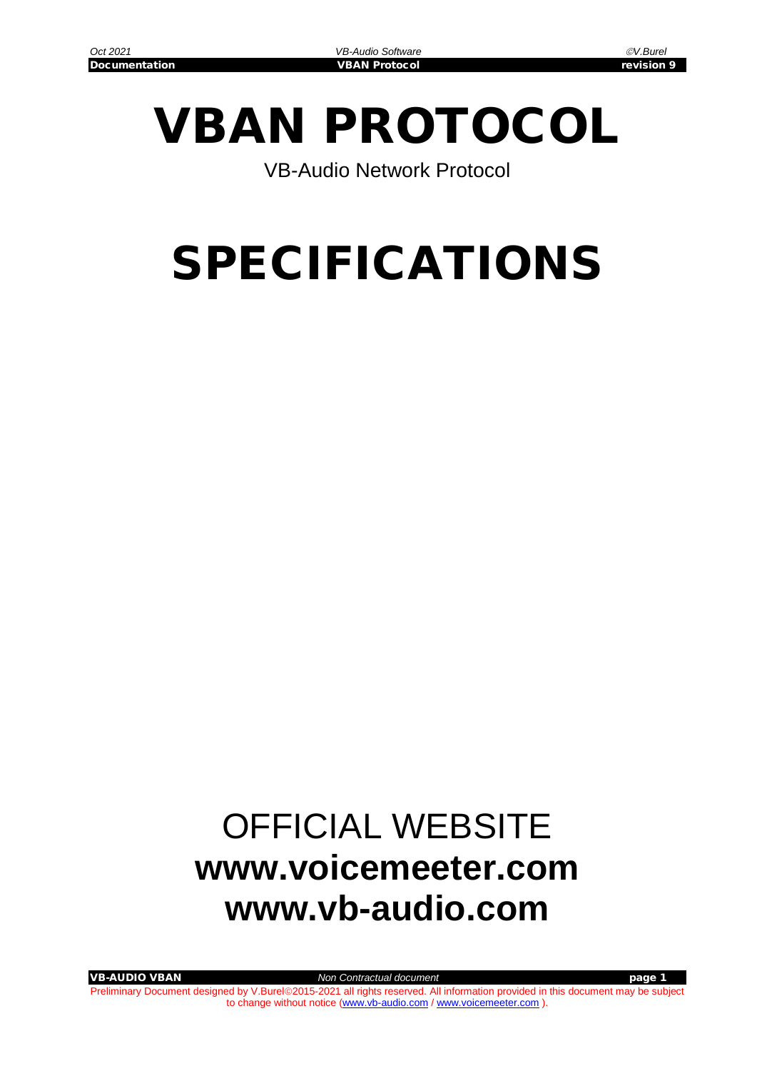# VBAN PROTOCOL

VB-Audio Network Protocol

# SPECIFICATIONS

OFFICIAL WEBSITE

**www.voicemeeter.com**

**www.vb-audio.com**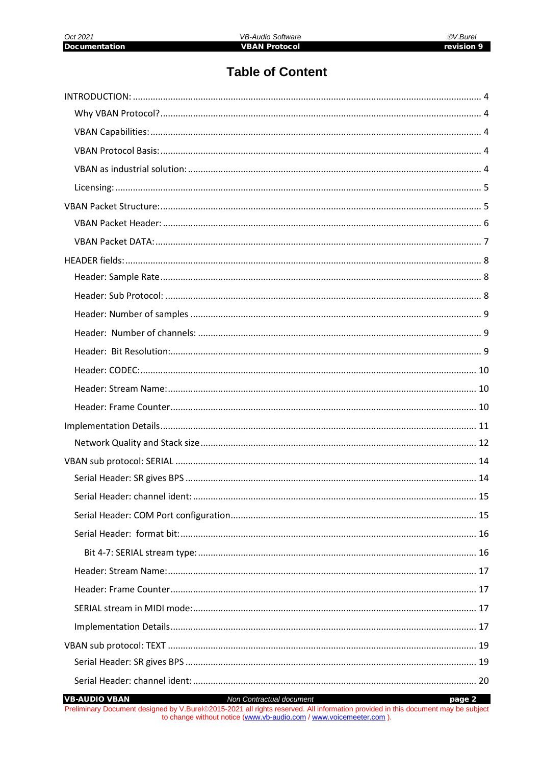# Table of Content

INTRODUCTION: ............................................................. 4

- Why VBAN Protocol? ............................................................. 4
- VBAN Capabilities: ............................................................. 4
- VBAN Protocol Basis: ............................................................. 4
- VBAN as industrial solution: ............................................................. 4
- Licensing: ............................................................. 5

VBAN Packet Structure: ............................................................. 5

- VBAN Packet Header: ............................................................. 6
- VBAN Packet DATA: ............................................................. 7

HEADER fields: ............................................................. 8

- Header: Sample Rate ............................................................. 8
- Header: Sub Protocol: ............................................................. 8
- Header: Number of samples ............................................................. 9
- Header:  Number of channels: ............................................................. 9
- Header:  Bit Resolution: ............................................................. 9
- Header: CODEC: ............................................................. 10
- Header: Stream Name: ............................................................. 10
- Header: Frame Counter ............................................................. 10

Implementation Details ............................................................. 11

- Network Quality and Stack size ............................................................. 12

VBAN sub protocol: SERIAL ............................................................. 14

- Serial Header: SR gives BPS ............................................................. 14
- Serial Header: channel ident: ............................................................. 15
- Serial Header: COM Port configuration ............................................................. 15
- Serial Header:  format bit: ............................................................. 16
  - Bit 4-7: SERIAL stream type: ............................................................. 16
- Header: Stream Name: ............................................................. 17
- Header: Frame Counter ............................................................. 17
- SERIAL stream in MIDI mode: ............................................................. 17
- Implementation Details ............................................................. 17

VBAN sub protocol: TEXT ............................................................. 19

- Serial Header: SR gives BPS ............................................................. 19
- Serial Header: channel ident: ............................................................. 20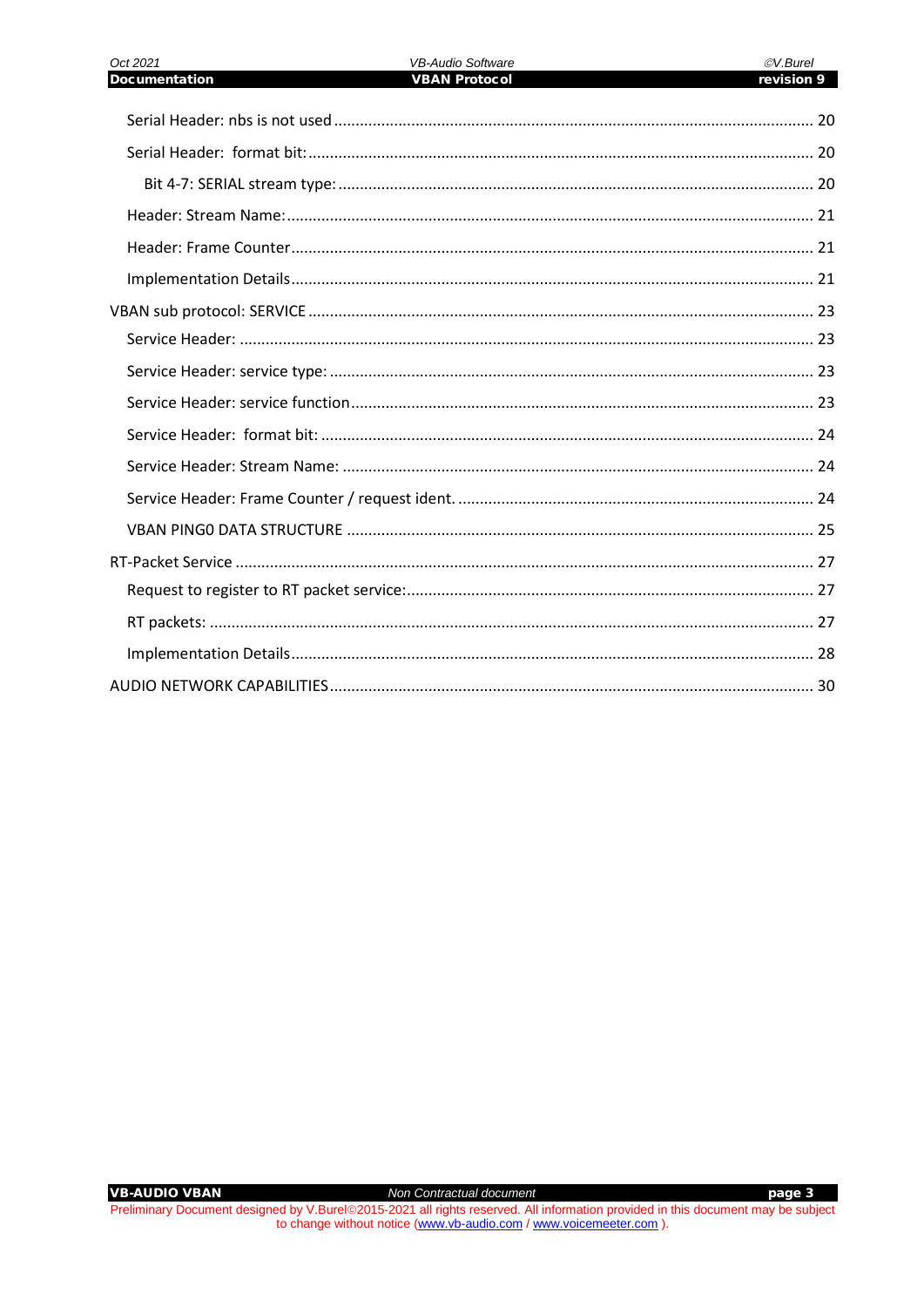Serial Header: nbs is not used ........................................................................................................ 20

Serial Header: format bit: ............................................................................................................... 20

Bit 4-7: SERIAL stream type: ....................................................................................................... 20

Header: Stream Name: ................................................................................................................. 21

Header: Frame Counter ................................................................................................................. 21

Implementation Details ................................................................................................................. 21

VBAN sub protocol: SERVICE ............................................................................................................. 23

Service Header: ............................................................................................................................. 23

Service Header: service type: ........................................................................................................ 23

Service Header: service function .................................................................................................. 23

Service Header: format bit: ........................................................................................................... 24

Service Header: Stream Name: ..................................................................................................... 24

Service Header: Frame Counter / request ident. ............................................................................ 24

VBAN PING0 DATA STRUCTURE ..................................................................................................... 25

RT-Packet Service ................................................................................................................................ 27

Request to register to RT packet service: ...................................................................................... 27

RT packets: .................................................................................................................................... 27

Implementation Details ................................................................................................................. 28

AUDIO NETWORK CAPABILITIES ....................................................................................................... 30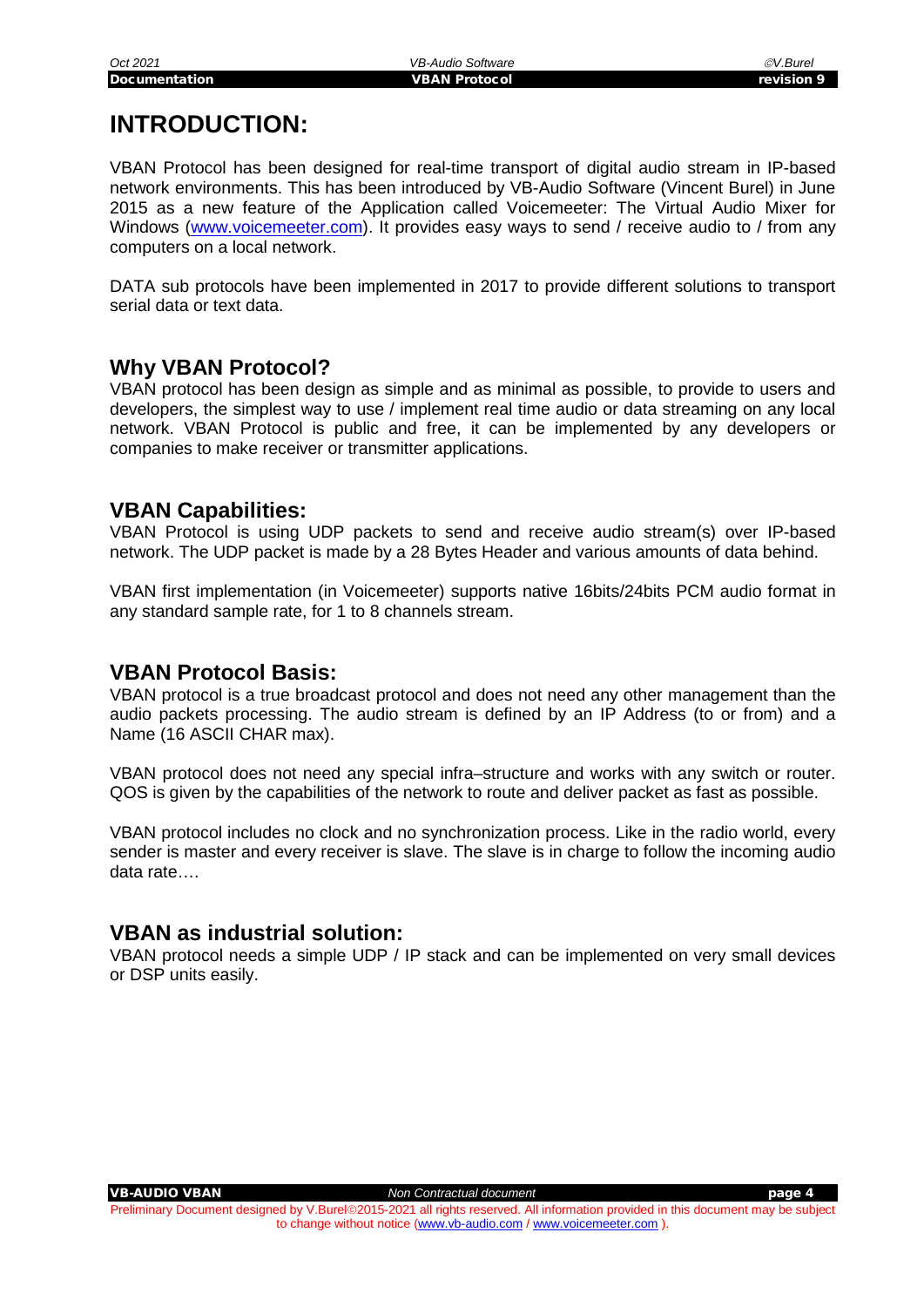# INTRODUCTION:

VBAN Protocol has been designed for real-time transport of digital audio stream in IP-based network environments. This has been introduced by VB-Audio Software (Vincent Burel) in June 2015 as a new feature of the Application called Voicemeeter: The Virtual Audio Mixer for Windows (www.voicemeeter.com). It provides easy ways to send / receive audio to / from any computers on a local network.

DATA sub protocols have been implemented in 2017 to provide different solutions to transport serial data or text data.

## Why VBAN Protocol?

VBAN protocol has been design as simple and as minimal as possible, to provide to users and developers, the simplest way to use / implement real time audio or data streaming on any local network. VBAN Protocol is public and free, it can be implemented by any developers or companies to make receiver or transmitter applications.

## VBAN Capabilities:

VBAN Protocol is using UDP packets to send and receive audio stream(s) over IP-based network. The UDP packet is made by a 28 Bytes Header and various amounts of data behind.

VBAN first implementation (in Voicemeeter) supports native 16bits/24bits PCM audio format in any standard sample rate, for 1 to 8 channels stream.

## VBAN Protocol Basis:

VBAN protocol is a true broadcast protocol and does not need any other management than the audio packets processing. The audio stream is defined by an IP Address (to or from) and a Name (16 ASCII CHAR max).

VBAN protocol does not need any special infra–structure and works with any switch or router. QOS is given by the capabilities of the network to route and deliver packet as fast as possible.

VBAN protocol includes no clock and no synchronization process. Like in the radio world, every sender is master and every receiver is slave. The slave is in charge to follow the incoming audio data rate….

## VBAN as industrial solution:

VBAN protocol needs a simple UDP / IP stack and can be implemented on very small devices or DSP units easily.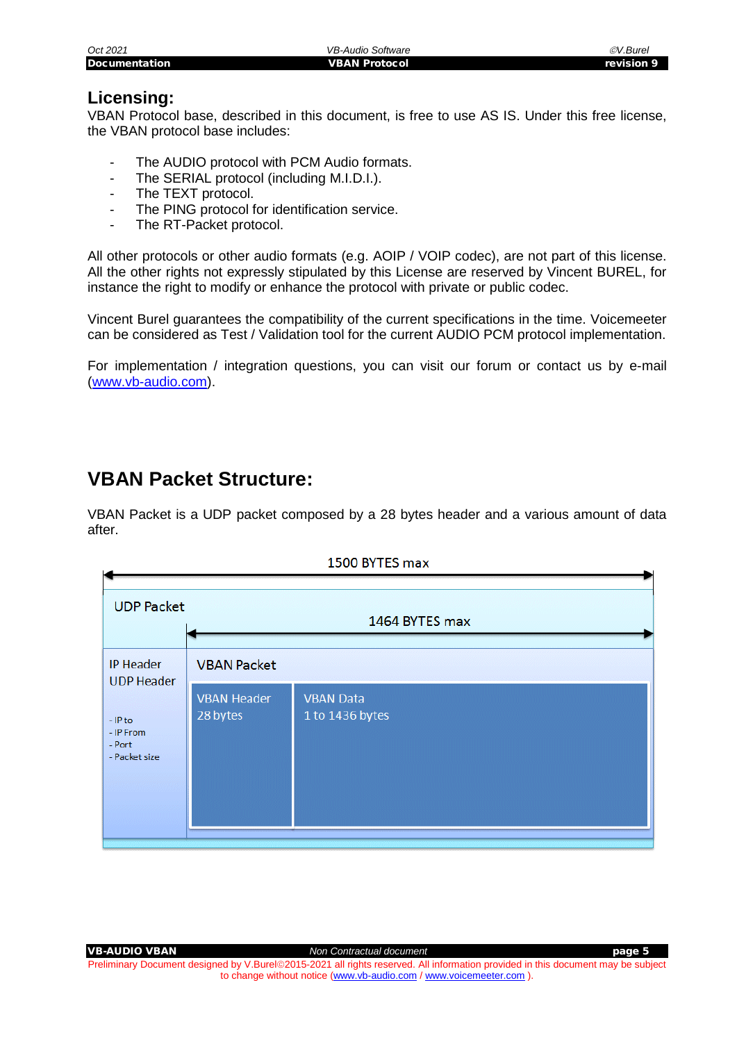## Licensing:

VBAN Protocol base, described in this document, is free to use AS IS. Under this free license, the VBAN protocol base includes:

- The AUDIO protocol with PCM Audio formats.
- The SERIAL protocol (including M.I.D.I.).
- The TEXT protocol.
- The PING protocol for identification service.
- The RT-Packet protocol.

All other protocols or other audio formats (e.g. AOIP / VOIP codec), are not part of this license. All the other rights not expressly stipulated by this License are reserved by Vincent BUREL, for instance the right to modify or enhance the protocol with private or public codec.

Vincent Burel guarantees the compatibility of the current specifications in the time. Voicemeeter can be considered as Test / Validation tool for the current AUDIO PCM protocol implementation.

For implementation / integration questions, you can visit our forum or contact us by e-mail (www.vb-audio.com).

## VBAN Packet Structure:

VBAN Packet is a UDP packet composed by a 28 bytes header and a various amount of data after.

1500 BYTES max

UDP Packet

1464 BYTES max

IP Header
UDP Header

- IP to
- IP From
- Port
- Packet size

VBAN Packet

VBAN Header
28 bytes

VBAN Data
1 to 1436 bytes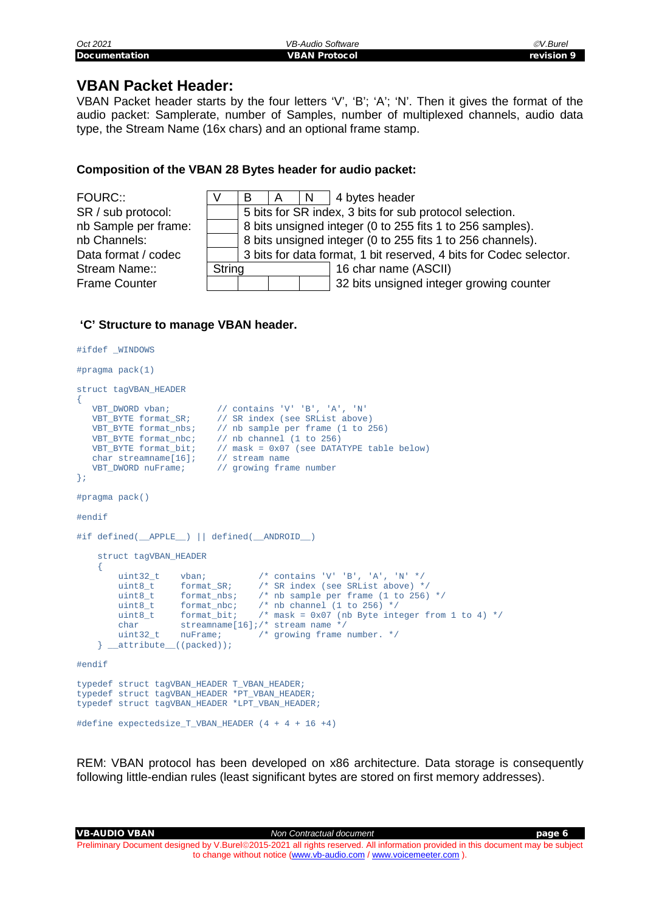## VBAN Packet Header:

VBAN Packet header starts by the four letters 'V', 'B'; 'A'; 'N'. Then it gives the format of the audio packet: Samplerate, number of Samples, number of multiplexed channels, audio data type, the Stream Name (16x chars) and an optional frame stamp.

### Composition of the VBAN 28 Bytes header for audio packet:

| Field | | | | | Description |
|---|---|---|---|---|---|
| FOURC:: | V | B | A | N | 4 bytes header |
| SR / sub protocol: | | 5 bits for SR index, 3 bits for sub protocol selection. | | | |
| nb Sample per frame: | | 8 bits unsigned integer (0 to 255 fits 1 to 256 samples). | | | |
| nb Channels: | | 8 bits unsigned integer (0 to 255 fits 1 to 256 channels). | | | |
| Data format / codec | | 3 bits for data format, 1 bit reserved, 4 bits for Codec selector. | | | |
| Stream Name:: | String | | | | 16 char name (ASCII) |
| Frame Counter | | | | | 32 bits unsigned integer growing counter |

### 'C' Structure to manage VBAN header.

```
#ifdef _WINDOWS

#pragma pack(1)

struct tagVBAN_HEADER
{
   VBT_DWORD vban;          // contains 'V' 'B', 'A', 'N'
   VBT_BYTE format_SR;      // SR index (see SRList above)
   VBT_BYTE format_nbs;     // nb sample per frame (1 to 256)
   VBT_BYTE format_nbc;     // nb channel (1 to 256)
   VBT_BYTE format_bit;     // mask = 0x07 (see DATATYPE table below)
   char streamname[16];     // stream name
   VBT_DWORD nuFrame;       // growing frame number
};

#pragma pack()

#endif

#if defined(__APPLE__) || defined(__ANDROID__)

    struct tagVBAN_HEADER
    {
        uint32_t    vban;          /* contains 'V' 'B', 'A', 'N' */
        uint8_t     format_SR;     /* SR index (see SRList above) */
        uint8_t     format_nbs;    /* nb sample per frame (1 to 256) */
        uint8_t     format_nbc;    /* nb channel (1 to 256) */
        uint8_t     format_bit;    /* mask = 0x07 (nb Byte integer from 1 to 4) */
        char        streamname[16];/* stream name */
        uint32_t    nuFrame;       /* growing frame number. */
    } __attribute__((packed));

#endif

typedef struct tagVBAN_HEADER T_VBAN_HEADER;
typedef struct tagVBAN_HEADER *PT_VBAN_HEADER;
typedef struct tagVBAN_HEADER *LPT_VBAN_HEADER;

#define expectedsize_T_VBAN_HEADER (4 + 4 + 16 +4)
```

REM: VBAN protocol has been developed on x86 architecture. Data storage is consequently following little-endian rules (least significant bytes are stored on first memory addresses).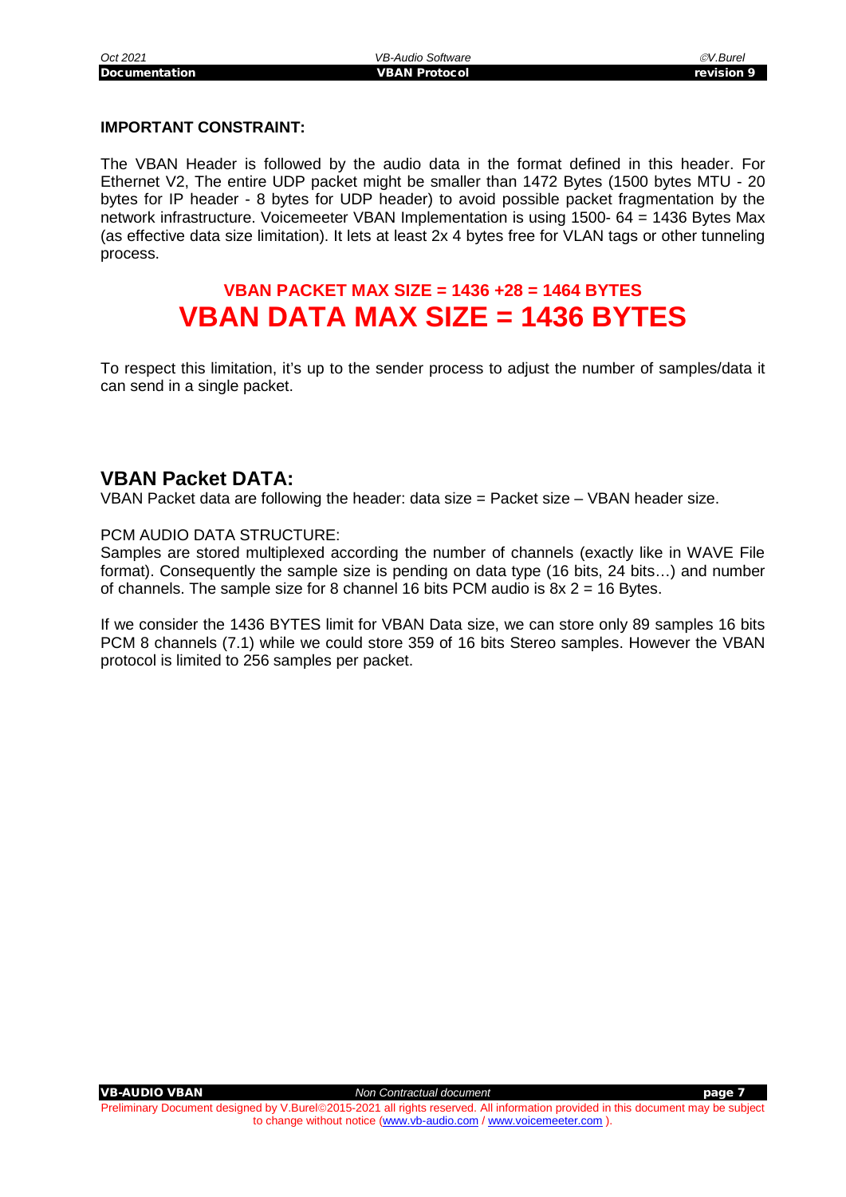**IMPORTANT CONSTRAINT:**

The VBAN Header is followed by the audio data in the format defined in this header. For Ethernet V2, The entire UDP packet might be smaller than 1472 Bytes (1500 bytes MTU - 20 bytes for IP header - 8 bytes for UDP header) to avoid possible packet fragmentation by the network infrastructure. Voicemeeter VBAN Implementation is using 1500- 64 = 1436 Bytes Max (as effective data size limitation). It lets at least 2x 4 bytes free for VLAN tags or other tunneling process.

**VBAN PACKET MAX SIZE = 1436 +28 = 1464 BYTES**

**VBAN DATA MAX SIZE = 1436 BYTES**

To respect this limitation, it's up to the sender process to adjust the number of samples/data it can send in a single packet.

## VBAN Packet DATA:

VBAN Packet data are following the header: data size = Packet size – VBAN header size.

PCM AUDIO DATA STRUCTURE:
Samples are stored multiplexed according the number of channels (exactly like in WAVE File format). Consequently the sample size is pending on data type (16 bits, 24 bits…) and number of channels. The sample size for 8 channel 16 bits PCM audio is 8x 2 = 16 Bytes.

If we consider the 1436 BYTES limit for VBAN Data size, we can store only 89 samples 16 bits PCM 8 channels (7.1) while we could store 359 of 16 bits Stereo samples. However the VBAN protocol is limited to 256 samples per packet.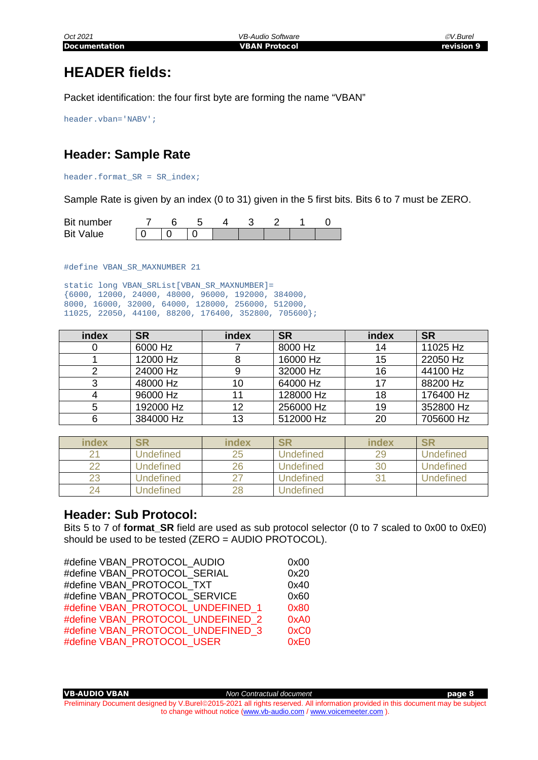# HEADER fields:

Packet identification: the four first byte are forming the name “VBAN”

```
header.vban='NABV';
```

## Header: Sample Rate

```
header.format_SR = SR_index;
```

Sample Rate is given by an index (0 to 31) given in the 5 first bits. Bits 6 to 7 must be ZERO.

| Bit number | 7 | 6 | 5 | 4 | 3 | 2 | 1 | 0 |
|---|---|---|---|---|---|---|---|---|
| Bit Value | 0 | 0 | 0 | | | | | |

```
#define VBAN_SR_MAXNUMBER 21

static long VBAN_SRList[VBAN_SR_MAXNUMBER]=
{6000, 12000, 24000, 48000, 96000, 192000, 384000,
8000, 16000, 32000, 64000, 128000, 256000, 512000,
11025, 22050, 44100, 88200, 176400, 352800, 705600};
```

| index | SR | index | SR | index | SR |
|---|---|---|---|---|---|
| 0 | 6000 Hz | 7 | 8000 Hz | 14 | 11025 Hz |
| 1 | 12000 Hz | 8 | 16000 Hz | 15 | 22050 Hz |
| 2 | 24000 Hz | 9 | 32000 Hz | 16 | 44100 Hz |
| 3 | 48000 Hz | 10 | 64000 Hz | 17 | 88200 Hz |
| 4 | 96000 Hz | 11 | 128000 Hz | 18 | 176400 Hz |
| 5 | 192000 Hz | 12 | 256000 Hz | 19 | 352800 Hz |
| 6 | 384000 Hz | 13 | 512000 Hz | 20 | 705600 Hz |

| index | SR | index | SR | index | SR |
|---|---|---|---|---|---|
| 21 | Undefined | 25 | Undefined | 29 | Undefined |
| 22 | Undefined | 26 | Undefined | 30 | Undefined |
| 23 | Undefined | 27 | Undefined | 31 | Undefined |
| 24 | Undefined | 28 | Undefined | | |

## Header: Sub Protocol:

Bits 5 to 7 of **format_SR** field are used as sub protocol selector (0 to 7 scaled to 0x00 to 0xE0) should be used to be tested (ZERO = AUDIO PROTOCOL).

```
#define VBAN_PROTOCOL_AUDIO          0x00
#define VBAN_PROTOCOL_SERIAL         0x20
#define VBAN_PROTOCOL_TXT            0x40
#define VBAN_PROTOCOL_SERVICE        0x60
#define VBAN_PROTOCOL_UNDEFINED_1    0x80
#define VBAN_PROTOCOL_UNDEFINED_2    0xA0
#define VBAN_PROTOCOL_UNDEFINED_3    0xC0
#define VBAN_PROTOCOL_USER           0xE0
```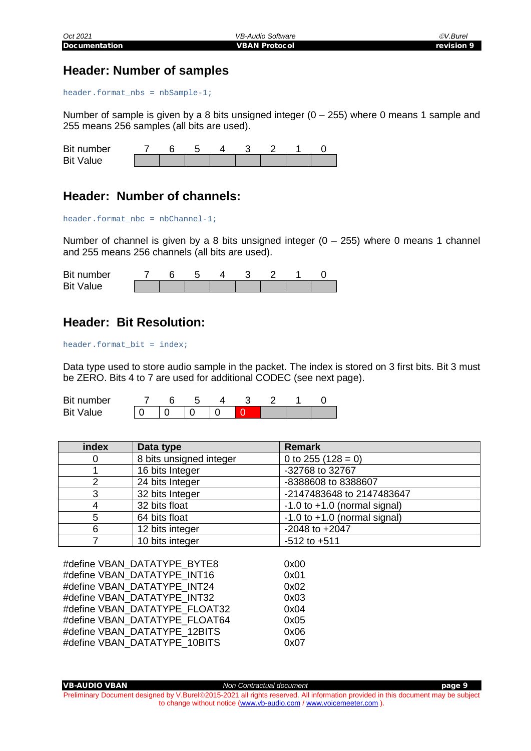## Header: Number of samples

```
header.format_nbs = nbSample-1;
```

Number of sample is given by a 8 bits unsigned integer (0 – 255) where 0 means 1 sample and 255 means 256 samples (all bits are used).

| Bit number | 7 | 6 | 5 | 4 | 3 | 2 | 1 | 0 |
|---|---|---|---|---|---|---|---|---|
| Bit Value | | | | | | | | |

## Header: Number of channels:

```
header.format_nbc = nbChannel-1;
```

Number of channel is given by a 8 bits unsigned integer (0 – 255) where 0 means 1 channel and 255 means 256 channels (all bits are used).

| Bit number | 7 | 6 | 5 | 4 | 3 | 2 | 1 | 0 |
|---|---|---|---|---|---|---|---|---|
| Bit Value | | | | | | | | |

## Header: Bit Resolution:

```
header.format_bit = index;
```

Data type used to store audio sample in the packet. The index is stored on 3 first bits. Bit 3 must be ZERO. Bits 4 to 7 are used for additional CODEC (see next page).

| Bit number | 7 | 6 | 5 | 4 | 3 | 2 | 1 | 0 |
|---|---|---|---|---|---|---|---|---|
| Bit Value | 0 | 0 | 0 | 0 | 0 | | | |

| index | Data type | Remark |
|---|---|---|
| 0 | 8 bits unsigned integer | 0 to 255 (128 = 0) |
| 1 | 16 bits Integer | -32768 to 32767 |
| 2 | 24 bits Integer | -8388608 to 8388607 |
| 3 | 32 bits Integer | -2147483648 to 2147483647 |
| 4 | 32 bits float | -1.0 to +1.0 (normal signal) |
| 5 | 64 bits float | -1.0 to +1.0 (normal signal) |
| 6 | 12 bits integer | -2048 to +2047 |
| 7 | 10 bits integer | -512 to +511 |

```
#define VBAN_DATATYPE_BYTE8      0x00
#define VBAN_DATATYPE_INT16      0x01
#define VBAN_DATATYPE_INT24      0x02
#define VBAN_DATATYPE_INT32      0x03
#define VBAN_DATATYPE_FLOAT32    0x04
#define VBAN_DATATYPE_FLOAT64    0x05
#define VBAN_DATATYPE_12BITS     0x06
#define VBAN_DATATYPE_10BITS     0x07
```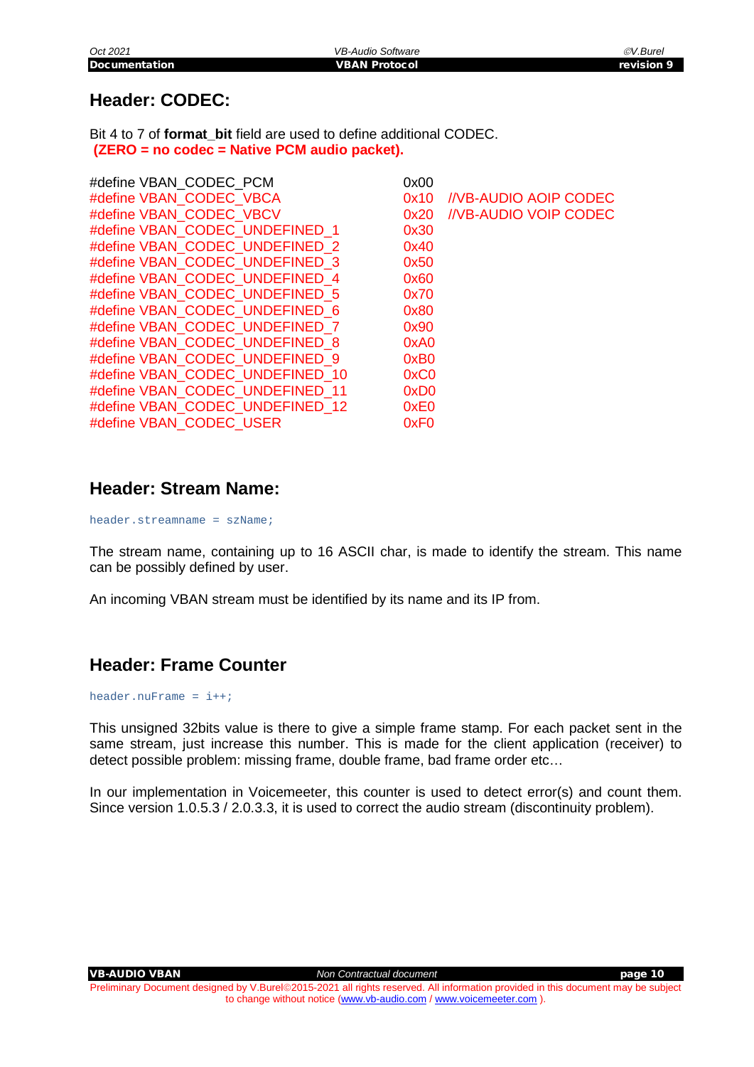## Header: CODEC:

Bit 4 to 7 of **format_bit** field are used to define additional CODEC.
**(ZERO = no codec = Native PCM audio packet).**

```
#define VBAN_CODEC_PCM              0x00
#define VBAN_CODEC_VBCA             0x10  //VB-AUDIO AOIP CODEC
#define VBAN_CODEC_VBCV             0x20  //VB-AUDIO VOIP CODEC
#define VBAN_CODEC_UNDEFINED_1      0x30
#define VBAN_CODEC_UNDEFINED_2      0x40
#define VBAN_CODEC_UNDEFINED_3      0x50
#define VBAN_CODEC_UNDEFINED_4      0x60
#define VBAN_CODEC_UNDEFINED_5      0x70
#define VBAN_CODEC_UNDEFINED_6      0x80
#define VBAN_CODEC_UNDEFINED_7      0x90
#define VBAN_CODEC_UNDEFINED_8      0xA0
#define VBAN_CODEC_UNDEFINED_9      0xB0
#define VBAN_CODEC_UNDEFINED_10     0xC0
#define VBAN_CODEC_UNDEFINED_11     0xD0
#define VBAN_CODEC_UNDEFINED_12     0xE0
#define VBAN_CODEC_USER             0xF0
```

## Header: Stream Name:

```
header.streamname = szName;
```

The stream name, containing up to 16 ASCII char, is made to identify the stream. This name can be possibly defined by user.

An incoming VBAN stream must be identified by its name and its IP from.

## Header: Frame Counter

```
header.nuFrame = i++;
```

This unsigned 32bits value is there to give a simple frame stamp. For each packet sent in the same stream, just increase this number. This is made for the client application (receiver) to detect possible problem: missing frame, double frame, bad frame order etc…

In our implementation in Voicemeeter, this counter is used to detect error(s) and count them. Since version 1.0.5.3 / 2.0.3.3, it is used to correct the audio stream (discontinuity problem).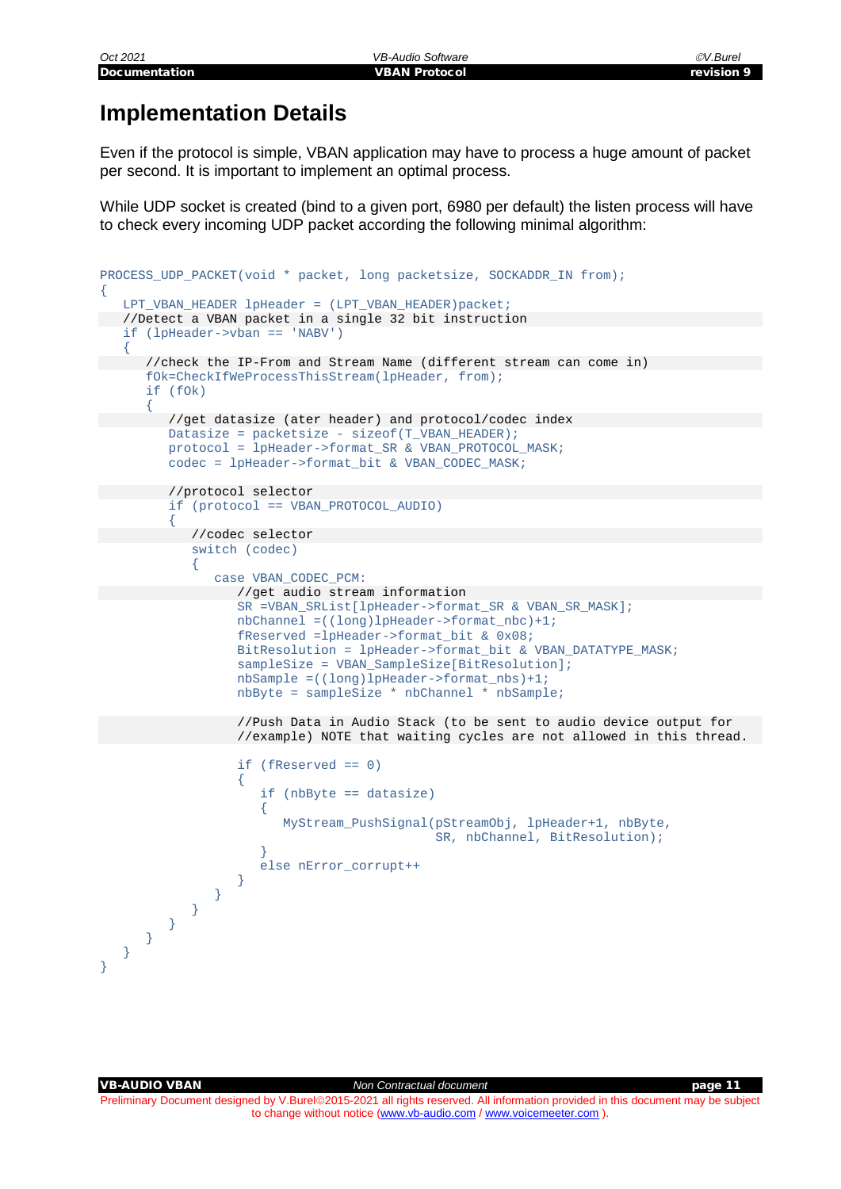# Implementation Details

Even if the protocol is simple, VBAN application may have to process a huge amount of packet per second. It is important to implement an optimal process.

While UDP socket is created (bind to a given port, 6980 per default) the listen process will have to check every incoming UDP packet according the following minimal algorithm:

```
PROCESS_UDP_PACKET(void * packet, long packetsize, SOCKADDR_IN from);
{
   LPT_VBAN_HEADER lpHeader = (LPT_VBAN_HEADER)packet;
   //Detect a VBAN packet in a single 32 bit instruction
   if (lpHeader->vban == 'NABV')
   {
      //check the IP-From and Stream Name (different stream can come in)
      fOk=CheckIfWeProcessThisStream(lpHeader, from);
      if (fOk)
      {
         //get datasize (ater header) and protocol/codec index
         Datasize = packetsize - sizeof(T_VBAN_HEADER);
         protocol = lpHeader->format_SR & VBAN_PROTOCOL_MASK;
         codec = lpHeader->format_bit & VBAN_CODEC_MASK;

         //protocol selector
         if (protocol == VBAN_PROTOCOL_AUDIO)
         {
            //codec selector
            switch (codec)
            {
               case VBAN_CODEC_PCM:
                  //get audio stream information
                  SR =VBAN_SRList[lpHeader->format_SR & VBAN_SR_MASK];
                  nbChannel =((long)lpHeader->format_nbc)+1;
                  fReserved =lpHeader->format_bit & 0x08;
                  BitResolution = lpHeader->format_bit & VBAN_DATATYPE_MASK;
                  sampleSize = VBAN_SampleSize[BitResolution];
                  nbSample =((long)lpHeader->format_nbs)+1;
                  nbByte = sampleSize * nbChannel * nbSample;

                  //Push Data in Audio Stack (to be sent to audio device output for
                  //example) NOTE that waiting cycles are not allowed in this thread.

                  if (fReserved == 0)
                  {
                     if (nbByte == datasize)
                     {
                        MyStream_PushSignal(pStreamObj, lpHeader+1, nbByte,
                                            SR, nbChannel, BitResolution);
                     }
                     else nError_corrupt++
                  }
               }
            }
         }
      }
   }
}
```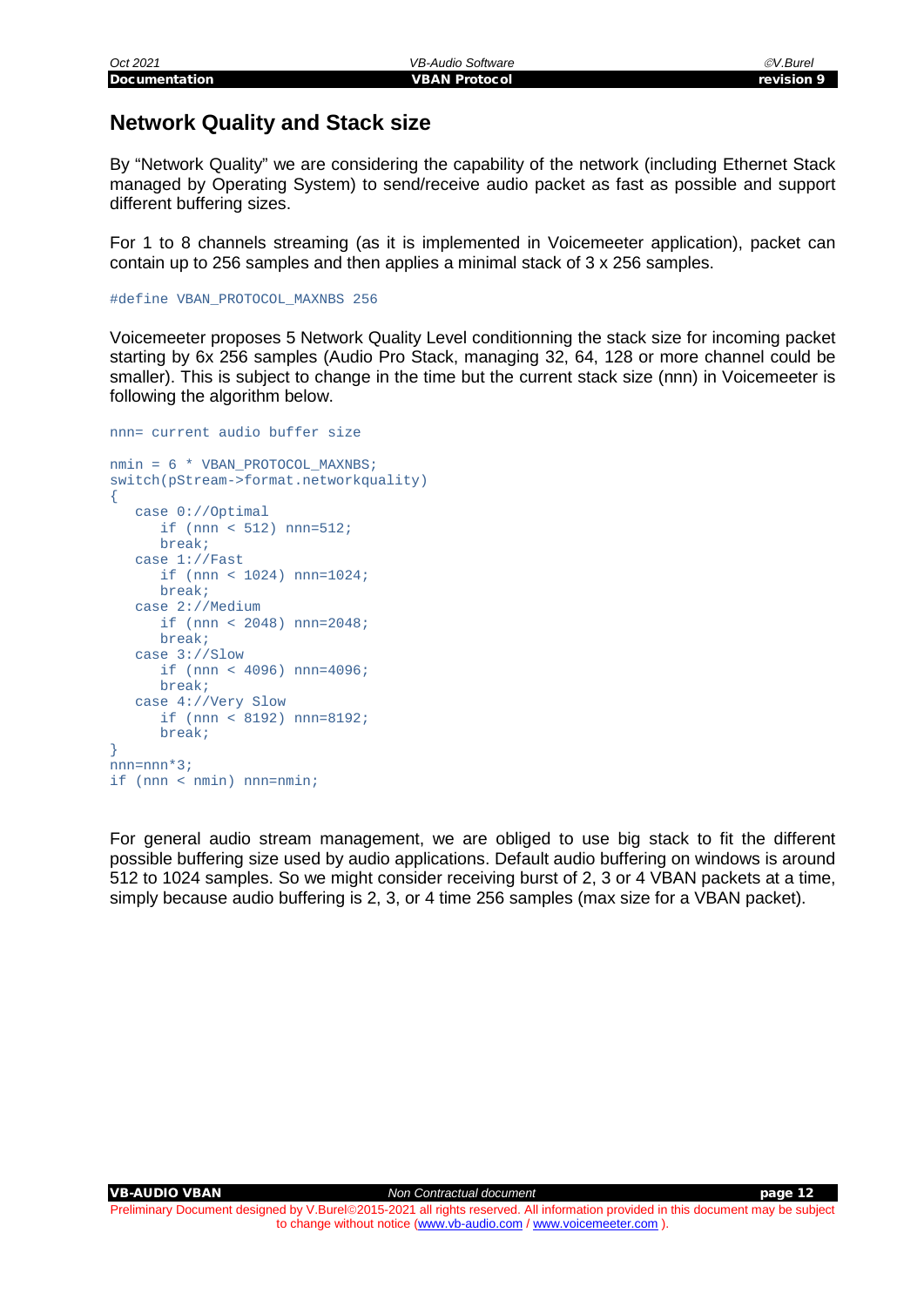## Network Quality and Stack size

By "Network Quality" we are considering the capability of the network (including Ethernet Stack managed by Operating System) to send/receive audio packet as fast as possible and support different buffering sizes.

For 1 to 8 channels streaming (as it is implemented in Voicemeeter application), packet can contain up to 256 samples and then applies a minimal stack of 3 x 256 samples.

```
#define VBAN_PROTOCOL_MAXNBS 256
```

Voicemeeter proposes 5 Network Quality Level conditionning the stack size for incoming packet starting by 6x 256 samples (Audio Pro Stack, managing 32, 64, 128 or more channel could be smaller). This is subject to change in the time but the current stack size (nnn) in Voicemeeter is following the algorithm below.

```
nnn= current audio buffer size

nmin = 6 * VBAN_PROTOCOL_MAXNBS;
switch(pStream->format.networkquality)
{
   case 0://Optimal
      if (nnn < 512) nnn=512;
      break;
   case 1://Fast
      if (nnn < 1024) nnn=1024;
      break;
   case 2://Medium
      if (nnn < 2048) nnn=2048;
      break;
   case 3://Slow
      if (nnn < 4096) nnn=4096;
      break;
   case 4://Very Slow
      if (nnn < 8192) nnn=8192;
      break;
}
nnn=nnn*3;
if (nnn < nmin) nnn=nmin;
```

For general audio stream management, we are obliged to use big stack to fit the different possible buffering size used by audio applications. Default audio buffering on windows is around 512 to 1024 samples. So we might consider receiving burst of 2, 3 or 4 VBAN packets at a time, simply because audio buffering is 2, 3, or 4 time 256 samples (max size for a VBAN packet).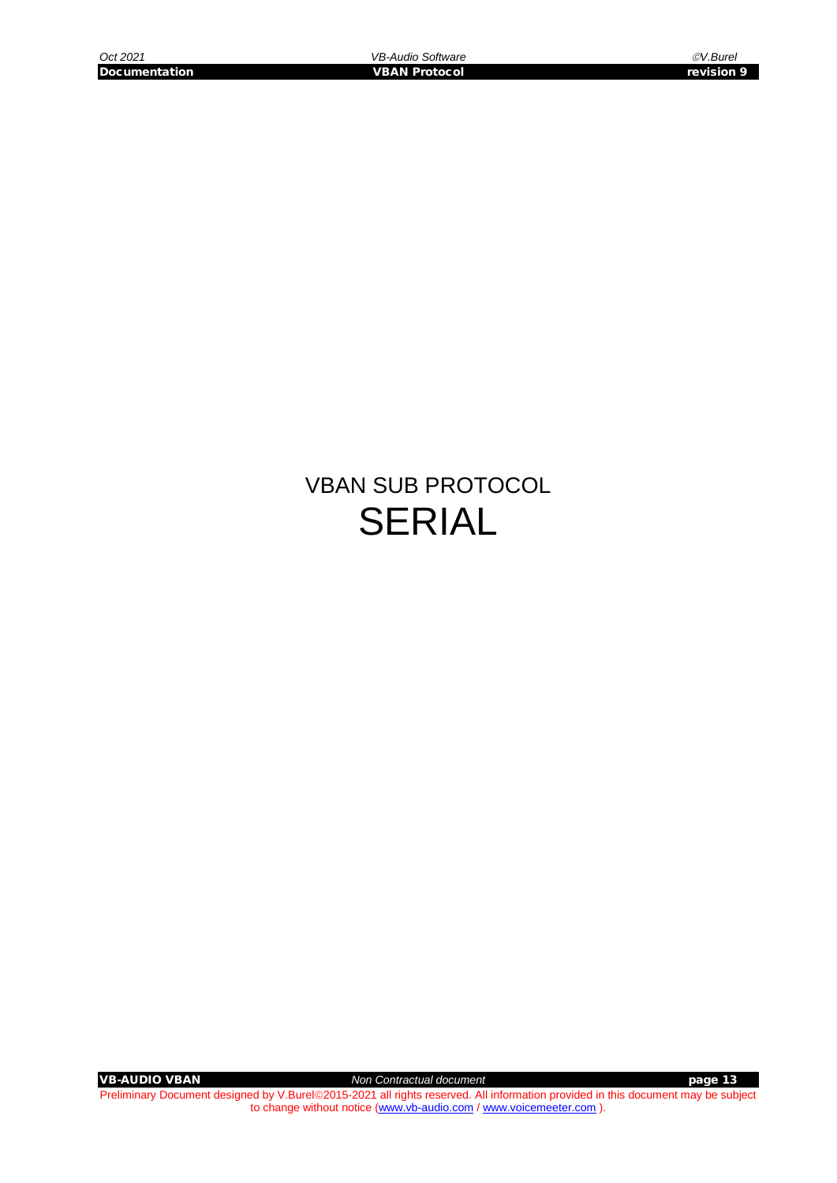# VBAN SUB PROTOCOL
# SERIAL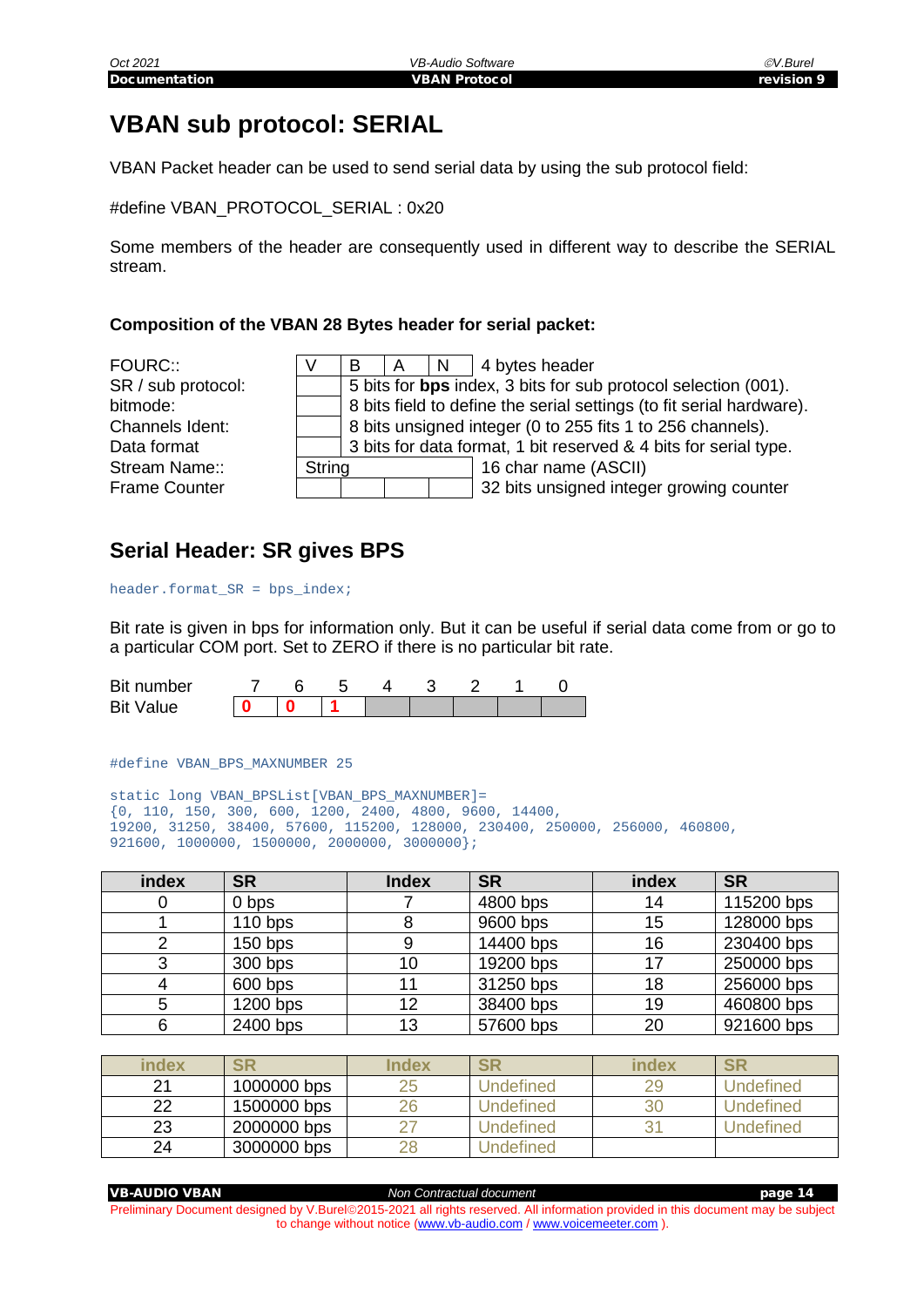# VBAN sub protocol: SERIAL

VBAN Packet header can be used to send serial data by using the sub protocol field:

#define VBAN_PROTOCOL_SERIAL : 0x20

Some members of the header are consequently used in different way to describe the SERIAL stream.

### Composition of the VBAN 28 Bytes header for serial packet:

| Field | | | | | Description |
|---|---|---|---|---|---|
| FOURC:: | V | B | A | N | 4 bytes header |
| SR / sub protocol: | | | | | 5 bits for **bps** index, 3 bits for sub protocol selection (001). |
| bitmode: | | | | | 8 bits field to define the serial settings (to fit serial hardware). |
| Channels Ident: | | | | | 8 bits unsigned integer (0 to 255 fits 1 to 256 channels). |
| Data format | | | | | 3 bits for data format, 1 bit reserved & 4 bits for serial type. |
| Stream Name:: | String | | | | 16 char name (ASCII) |
| Frame Counter | | | | | 32 bits unsigned integer growing counter |

## Serial Header: SR gives BPS

```
header.format_SR = bps_index;
```

Bit rate is given in bps for information only. But it can be useful if serial data come from or go to a particular COM port. Set to ZERO if there is no particular bit rate.

| Bit number | 7 | 6 | 5 | 4 | 3 | 2 | 1 | 0 |
|---|---|---|---|---|---|---|---|---|
| Bit Value | 0 | 0 | 1 | | | | | |

```
#define VBAN_BPS_MAXNUMBER 25

static long VBAN_BPSList[VBAN_BPS_MAXNUMBER]=
{0, 110, 150, 300, 600, 1200, 2400, 4800, 9600, 14400,
19200, 31250, 38400, 57600, 115200, 128000, 230400, 250000, 256000, 460800,
921600, 1000000, 1500000, 2000000, 3000000};
```

| index | SR | Index | SR | index | SR |
|---|---|---|---|---|---|
| 0 | 0 bps | 7 | 4800 bps | 14 | 115200 bps |
| 1 | 110 bps | 8 | 9600 bps | 15 | 128000 bps |
| 2 | 150 bps | 9 | 14400 bps | 16 | 230400 bps |
| 3 | 300 bps | 10 | 19200 bps | 17 | 250000 bps |
| 4 | 600 bps | 11 | 31250 bps | 18 | 256000 bps |
| 5 | 1200 bps | 12 | 38400 bps | 19 | 460800 bps |
| 6 | 2400 bps | 13 | 57600 bps | 20 | 921600 bps |

| index | SR | Index | SR | index | SR |
|---|---|---|---|---|---|
| 21 | 1000000 bps | 25 | Undefined | 29 | Undefined |
| 22 | 1500000 bps | 26 | Undefined | 30 | Undefined |
| 23 | 2000000 bps | 27 | Undefined | 31 | Undefined |
| 24 | 3000000 bps | 28 | Undefined | | |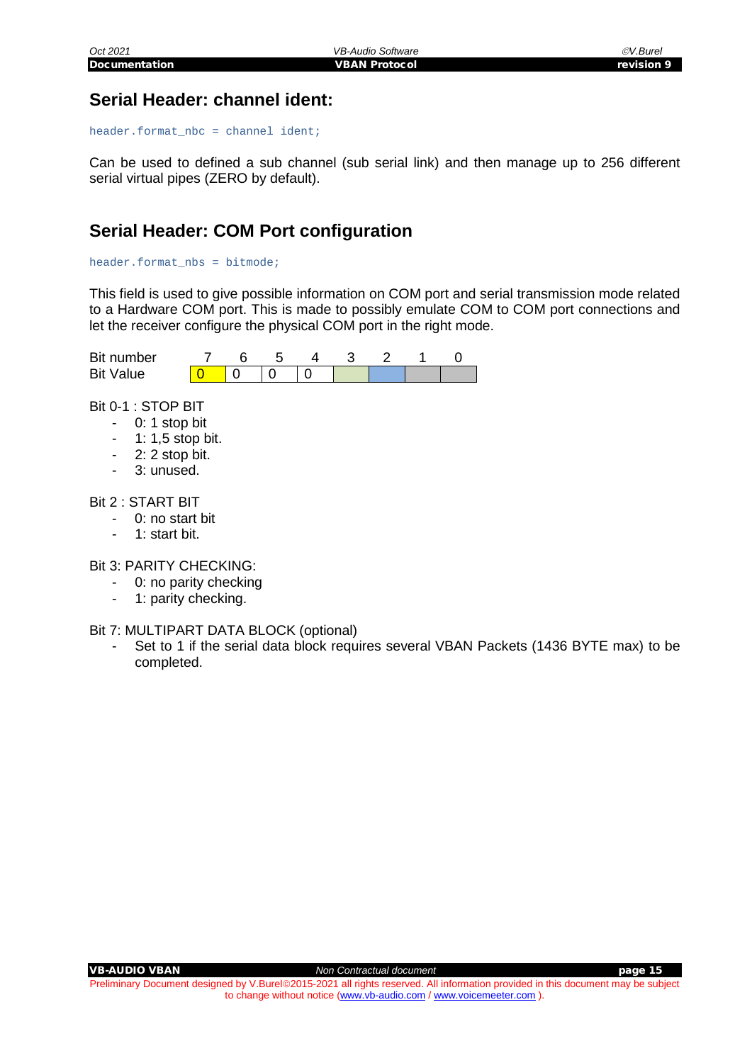## Serial Header: channel ident:

```
header.format_nbc = channel ident;
```

Can be used to defined a sub channel (sub serial link) and then manage up to 256 different serial virtual pipes (ZERO by default).

## Serial Header: COM Port configuration

```
header.format_nbs = bitmode;
```

This field is used to give possible information on COM port and serial transmission mode related to a Hardware COM port. This is made to possibly emulate COM to COM port connections and let the receiver configure the physical COM port in the right mode.

| Bit number | 7 | 6 | 5 | 4 | 3 | 2 | 1 | 0 |
|---|---|---|---|---|---|---|---|---|
| Bit Value | 0 | 0 | 0 | 0 | | | | |

Bit 0-1 : STOP BIT

- 0: 1 stop bit
- 1: 1,5 stop bit.
- 2: 2 stop bit.
- 3: unused.

Bit 2 : START BIT

- 0: no start bit
- 1: start bit.

Bit 3: PARITY CHECKING:

- 0: no parity checking
- 1: parity checking.

Bit 7: MULTIPART DATA BLOCK (optional)

- Set to 1 if the serial data block requires several VBAN Packets (1436 BYTE max) to be completed.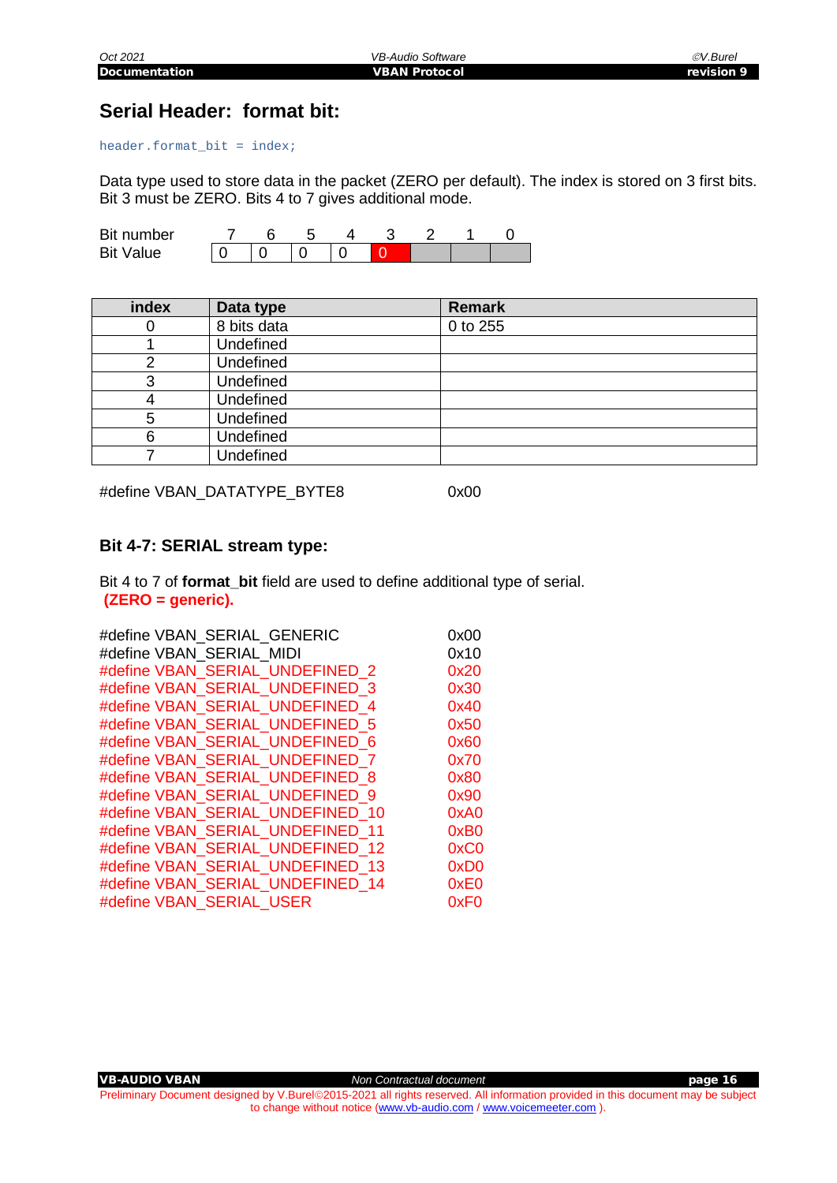## Serial Header: format bit:

```
header.format_bit = index;
```

Data type used to store data in the packet (ZERO per default). The index is stored on 3 first bits. Bit 3 must be ZERO. Bits 4 to 7 gives additional mode.

| Bit number | 7 | 6 | 5 | 4 | 3 | 2 | 1 | 0 |
|---|---|---|---|---|---|---|---|---|
| Bit Value | 0 | 0 | 0 | 0 | 0 | | | |

| index | Data type | Remark |
|---|---|---|
| 0 | 8 bits data | 0 to 255 |
| 1 | Undefined | |
| 2 | Undefined | |
| 3 | Undefined | |
| 4 | Undefined | |
| 5 | Undefined | |
| 6 | Undefined | |
| 7 | Undefined | |

```
#define VBAN_DATATYPE_BYTE8         0x00
```

### Bit 4-7: SERIAL stream type:

Bit 4 to 7 of **format_bit** field are used to define additional type of serial.
**(ZERO = generic).**

```
#define VBAN_SERIAL_GENERIC         0x00
#define VBAN_SERIAL_MIDI            0x10
#define VBAN_SERIAL_UNDEFINED_2     0x20
#define VBAN_SERIAL_UNDEFINED_3     0x30
#define VBAN_SERIAL_UNDEFINED_4     0x40
#define VBAN_SERIAL_UNDEFINED_5     0x50
#define VBAN_SERIAL_UNDEFINED_6     0x60
#define VBAN_SERIAL_UNDEFINED_7     0x70
#define VBAN_SERIAL_UNDEFINED_8     0x80
#define VBAN_SERIAL_UNDEFINED_9     0x90
#define VBAN_SERIAL_UNDEFINED_10    0xA0
#define VBAN_SERIAL_UNDEFINED_11    0xB0
#define VBAN_SERIAL_UNDEFINED_12    0xC0
#define VBAN_SERIAL_UNDEFINED_13    0xD0
#define VBAN_SERIAL_UNDEFINED_14    0xE0
#define VBAN_SERIAL_USER            0xF0
```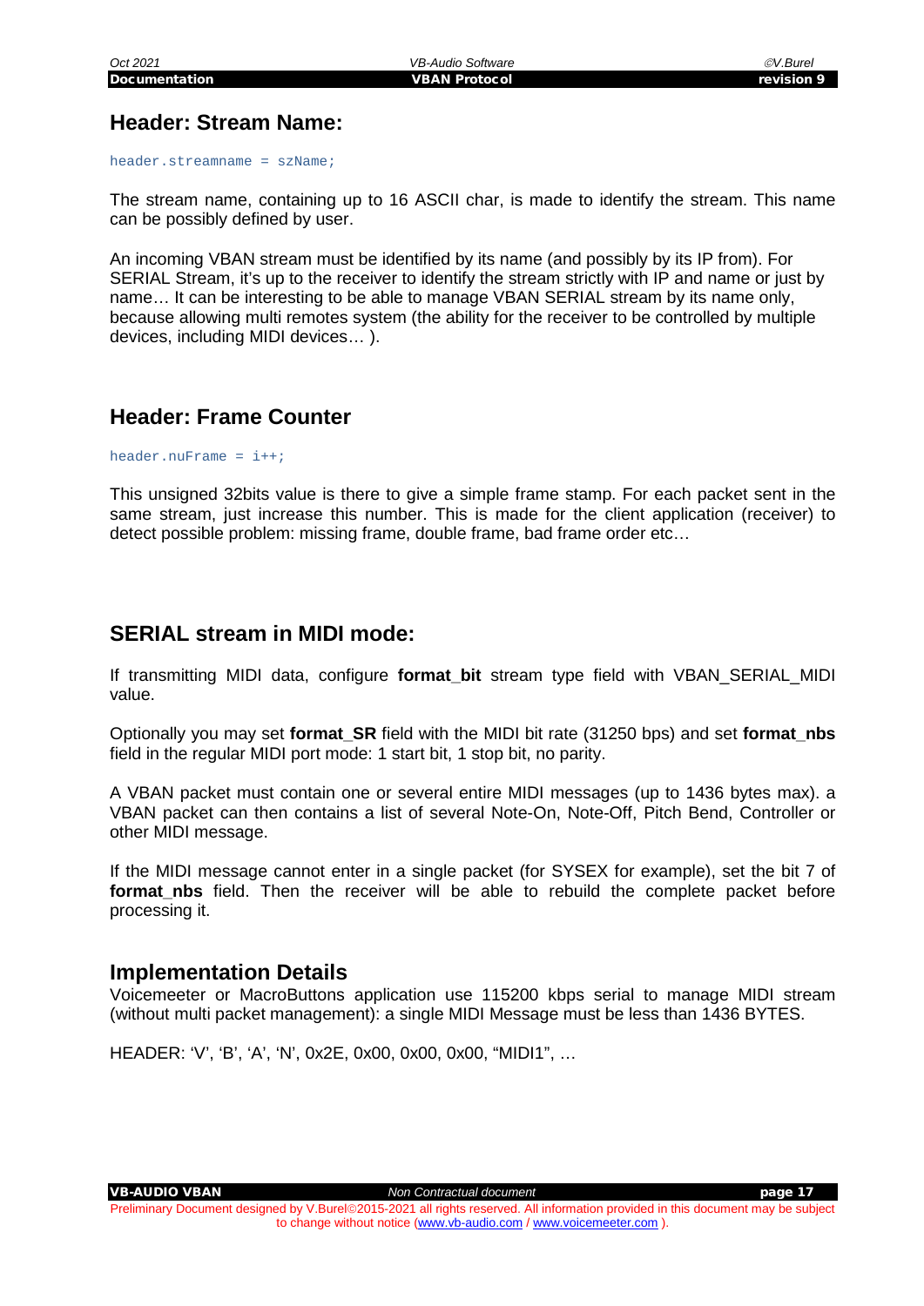## Header: Stream Name:

```
header.streamname = szName;
```

The stream name, containing up to 16 ASCII char, is made to identify the stream. This name can be possibly defined by user.

An incoming VBAN stream must be identified by its name (and possibly by its IP from). For SERIAL Stream, it's up to the receiver to identify the stream strictly with IP and name or just by name… It can be interesting to be able to manage VBAN SERIAL stream by its name only, because allowing multi remotes system (the ability for the receiver to be controlled by multiple devices, including MIDI devices… ).

## Header: Frame Counter

```
header.nuFrame = i++;
```

This unsigned 32bits value is there to give a simple frame stamp. For each packet sent in the same stream, just increase this number. This is made for the client application (receiver) to detect possible problem: missing frame, double frame, bad frame order etc…

## SERIAL stream in MIDI mode:

If transmitting MIDI data, configure **format_bit** stream type field with VBAN_SERIAL_MIDI value.

Optionally you may set **format_SR** field with the MIDI bit rate (31250 bps) and set **format_nbs** field in the regular MIDI port mode: 1 start bit, 1 stop bit, no parity.

A VBAN packet must contain one or several entire MIDI messages (up to 1436 bytes max). a VBAN packet can then contains a list of several Note-On, Note-Off, Pitch Bend, Controller or other MIDI message.

If the MIDI message cannot enter in a single packet (for SYSEX for example), set the bit 7 of **format_nbs** field. Then the receiver will be able to rebuild the complete packet before processing it.

## Implementation Details

Voicemeeter or MacroButtons application use 115200 kbps serial to manage MIDI stream (without multi packet management): a single MIDI Message must be less than 1436 BYTES.

HEADER: 'V', 'B', 'A', 'N', 0x2E, 0x00, 0x00, 0x00, "MIDI1", …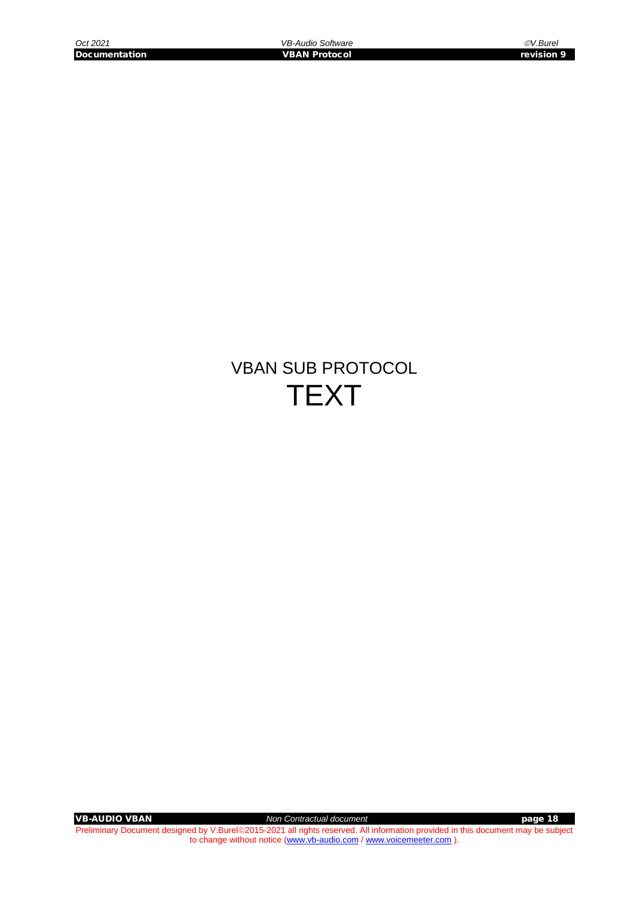# VBAN SUB PROTOCOL

# TEXT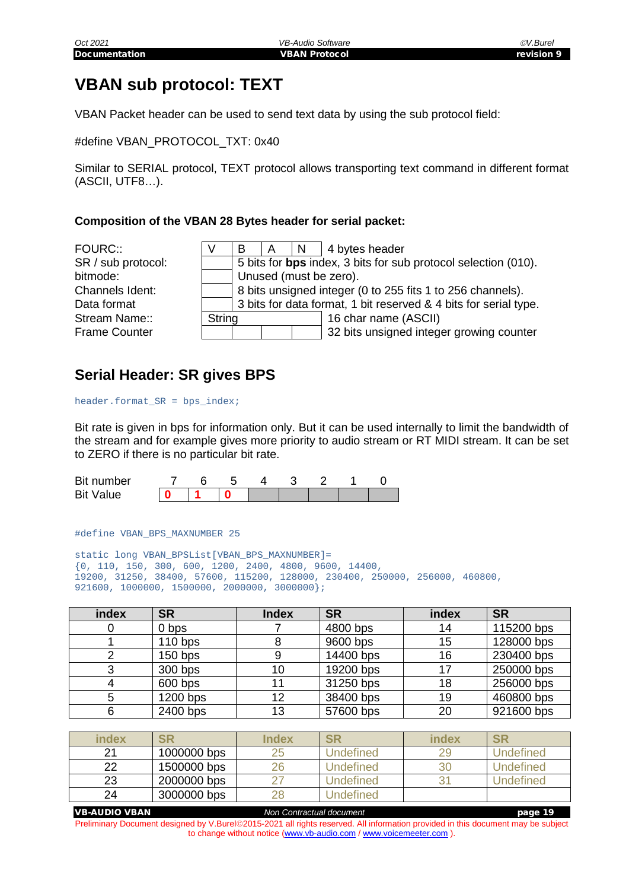# VBAN sub protocol: TEXT

VBAN Packet header can be used to send text data by using the sub protocol field:

#define VBAN_PROTOCOL_TXT: 0x40

Similar to SERIAL protocol, TEXT protocol allows transporting text command in different format (ASCII, UTF8…).

**Composition of the VBAN 28 Bytes header for serial packet:**

| Field | | | | | Description |
|---|---|---|---|---|---|
| FOURC:: | V | B | A | N | 4 bytes header |
| SR / sub protocol: | | | | | 5 bits for **bps** index, 3 bits for sub protocol selection (010). |
| bitmode: | | | | | Unused (must be zero). |
| Channels Ident: | | | | | 8 bits unsigned integer (0 to 255 fits 1 to 256 channels). |
| Data format | | | | | 3 bits for data format, 1 bit reserved & 4 bits for serial type. |
| Stream Name:: | String | | | | 16 char name (ASCII) |
| Frame Counter | | | | | 32 bits unsigned integer growing counter |

## Serial Header: SR gives BPS

```
header.format_SR = bps_index;
```

Bit rate is given in bps for information only. But it can be used internally to limit the bandwidth of the stream and for example gives more priority to audio stream or RT MIDI stream. It can be set to ZERO if there is no particular bit rate.

| Bit number | 7 | 6 | 5 | 4 | 3 | 2 | 1 | 0 |
|---|---|---|---|---|---|---|---|---|
| Bit Value | 0 | 1 | 0 | | | | | |

```
#define VBAN_BPS_MAXNUMBER 25

static long VBAN_BPSList[VBAN_BPS_MAXNUMBER]=
{0, 110, 150, 300, 600, 1200, 2400, 4800, 9600, 14400,
19200, 31250, 38400, 57600, 115200, 128000, 230400, 250000, 256000, 460800,
921600, 1000000, 1500000, 2000000, 3000000};
```

| index | SR | Index | SR | index | SR |
|---|---|---|---|---|---|
| 0 | 0 bps | 7 | 4800 bps | 14 | 115200 bps |
| 1 | 110 bps | 8 | 9600 bps | 15 | 128000 bps |
| 2 | 150 bps | 9 | 14400 bps | 16 | 230400 bps |
| 3 | 300 bps | 10 | 19200 bps | 17 | 250000 bps |
| 4 | 600 bps | 11 | 31250 bps | 18 | 256000 bps |
| 5 | 1200 bps | 12 | 38400 bps | 19 | 460800 bps |
| 6 | 2400 bps | 13 | 57600 bps | 20 | 921600 bps |

| index | SR | Index | SR | index | SR |
|---|---|---|---|---|---|
| 21 | 1000000 bps | 25 | Undefined | 29 | Undefined |
| 22 | 1500000 bps | 26 | Undefined | 30 | Undefined |
| 23 | 2000000 bps | 27 | Undefined | 31 | Undefined |
| 24 | 3000000 bps | 28 | Undefined | | |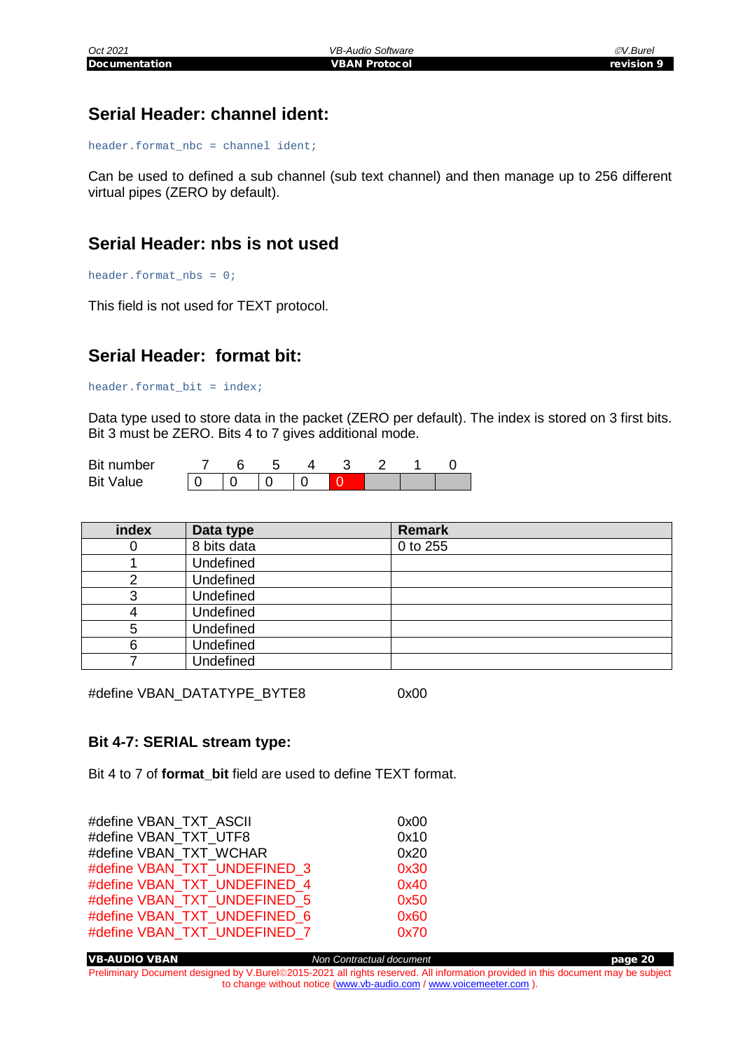## Serial Header: channel ident:

```
header.format_nbc = channel ident;
```

Can be used to defined a sub channel (sub text channel) and then manage up to 256 different virtual pipes (ZERO by default).

## Serial Header: nbs is not used

```
header.format_nbs = 0;
```

This field is not used for TEXT protocol.

## Serial Header: format bit:

```
header.format_bit = index;
```

Data type used to store data in the packet (ZERO per default). The index is stored on 3 first bits. Bit 3 must be ZERO. Bits 4 to 7 gives additional mode.

| Bit number | 7 | 6 | 5 | 4 | 3 | 2 | 1 | 0 |
|---|---|---|---|---|---|---|---|---|
| Bit Value | 0 | 0 | 0 | 0 | 0 | | | |

| index | Data type | Remark |
|---|---|---|
| 0 | 8 bits data | 0 to 255 |
| 1 | Undefined | |
| 2 | Undefined | |
| 3 | Undefined | |
| 4 | Undefined | |
| 5 | Undefined | |
| 6 | Undefined | |
| 7 | Undefined | |

```
#define VBAN_DATATYPE_BYTE8            0x00
```

### Bit 4-7: SERIAL stream type:

Bit 4 to 7 of **format_bit** field are used to define TEXT format.

```
#define VBAN_TXT_ASCII                 0x00
#define VBAN_TXT_UTF8                  0x10
#define VBAN_TXT_WCHAR                 0x20
#define VBAN_TXT_UNDEFINED_3           0x30
#define VBAN_TXT_UNDEFINED_4           0x40
#define VBAN_TXT_UNDEFINED_5           0x50
#define VBAN_TXT_UNDEFINED_6           0x60
#define VBAN_TXT_UNDEFINED_7           0x70
```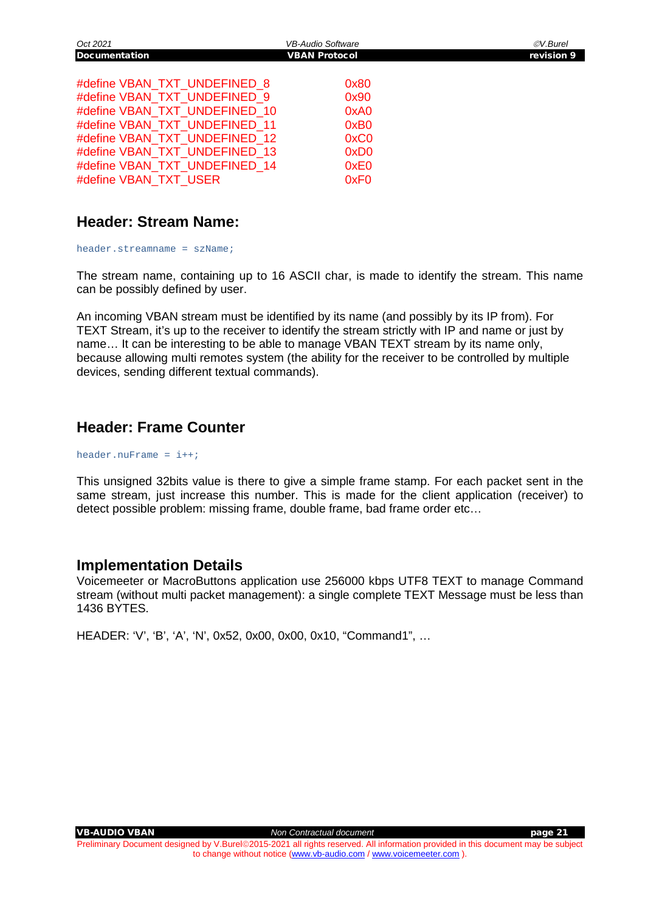```
#define VBAN_TXT_UNDEFINED_8        0x80
#define VBAN_TXT_UNDEFINED_9        0x90
#define VBAN_TXT_UNDEFINED_10       0xA0
#define VBAN_TXT_UNDEFINED_11       0xB0
#define VBAN_TXT_UNDEFINED_12       0xC0
#define VBAN_TXT_UNDEFINED_13       0xD0
#define VBAN_TXT_UNDEFINED_14       0xE0
#define VBAN_TXT_USER               0xF0
```

## Header: Stream Name:

```
header.streamname = szName;
```

The stream name, containing up to 16 ASCII char, is made to identify the stream. This name can be possibly defined by user.

An incoming VBAN stream must be identified by its name (and possibly by its IP from). For TEXT Stream, it's up to the receiver to identify the stream strictly with IP and name or just by name… It can be interesting to be able to manage VBAN TEXT stream by its name only, because allowing multi remotes system (the ability for the receiver to be controlled by multiple devices, sending different textual commands).

## Header: Frame Counter

```
header.nuFrame = i++;
```

This unsigned 32bits value is there to give a simple frame stamp. For each packet sent in the same stream, just increase this number. This is made for the client application (receiver) to detect possible problem: missing frame, double frame, bad frame order etc…

## Implementation Details

Voicemeeter or MacroButtons application use 256000 kbps UTF8 TEXT to manage Command stream (without multi packet management): a single complete TEXT Message must be less than 1436 BYTES.

HEADER: 'V', 'B', 'A', 'N', 0x52, 0x00, 0x00, 0x10, "Command1", …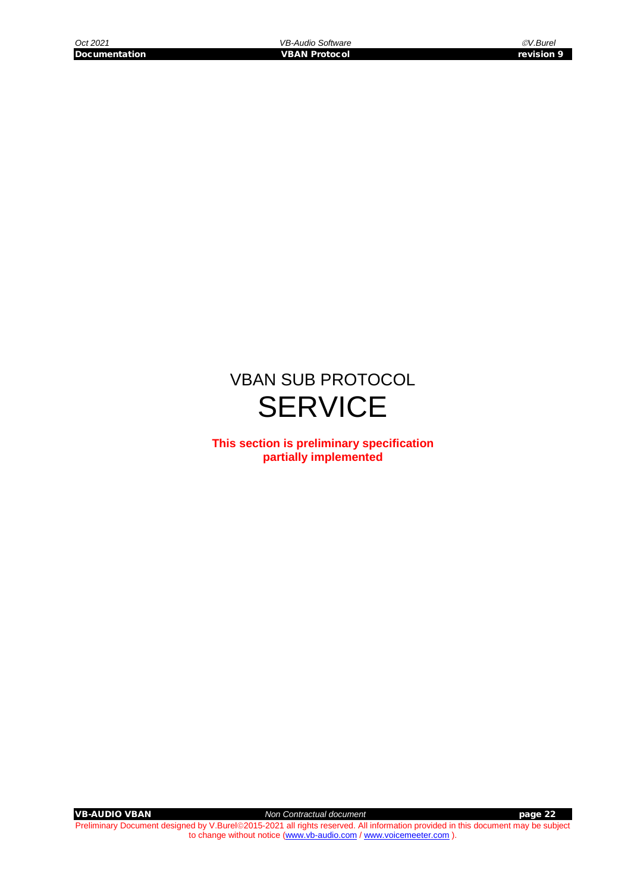# VBAN SUB PROTOCOL
# SERVICE

**This section is preliminary specification partially implemented**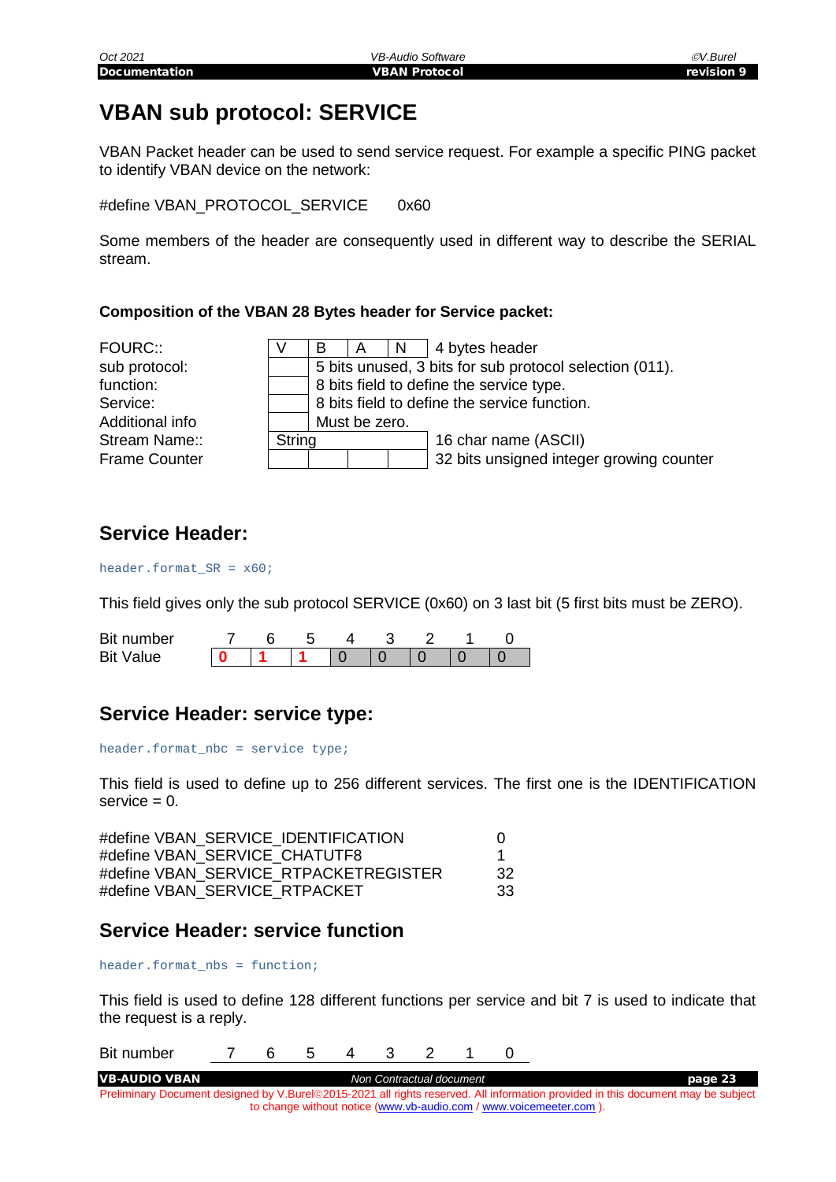# VBAN sub protocol: SERVICE

VBAN Packet header can be used to send service request. For example a specific PING packet to identify VBAN device on the network:

#define VBAN_PROTOCOL_SERVICE 0x60

Some members of the header are consequently used in different way to describe the SERIAL stream.

**Composition of the VBAN 28 Bytes header for Service packet:**

| Field | | | | | Description |
|---|---|---|---|---|---|
| FOURC:: | V | B | A | N | 4 bytes header |
| sub protocol: | | 5 bits unused, 3 bits for sub protocol selection (011). | | | |
| function: | | 8 bits field to define the service type. | | | |
| Service: | | 8 bits field to define the service function. | | | |
| Additional info | | Must be zero. | | | |
| Stream Name:: | String | | | | 16 char name (ASCII) |
| Frame Counter | | | | | 32 bits unsigned integer growing counter |

## Service Header:

```
header.format_SR = x60;
```

This field gives only the sub protocol SERVICE (0x60) on 3 last bit (5 first bits must be ZERO).

| Bit number | 7 | 6 | 5 | 4 | 3 | 2 | 1 | 0 |
|---|---|---|---|---|---|---|---|---|
| Bit Value | 0 | 1 | 1 | 0 | 0 | 0 | 0 | 0 |

## Service Header: service type:

```
header.format_nbc = service type;
```

This field is used to define up to 256 different services. The first one is the IDENTIFICATION service = 0.

```
#define VBAN_SERVICE_IDENTIFICATION        0
#define VBAN_SERVICE_CHATUTF8              1
#define VBAN_SERVICE_RTPACKETREGISTER      32
#define VBAN_SERVICE_RTPACKET              33
```

## Service Header: service function

```
header.format_nbs = function;
```

This field is used to define 128 different functions per service and bit 7 is used to indicate that the request is a reply.

| Bit number | 7 | 6 | 5 | 4 | 3 | 2 | 1 | 0 |
|---|---|---|---|---|---|---|---|---|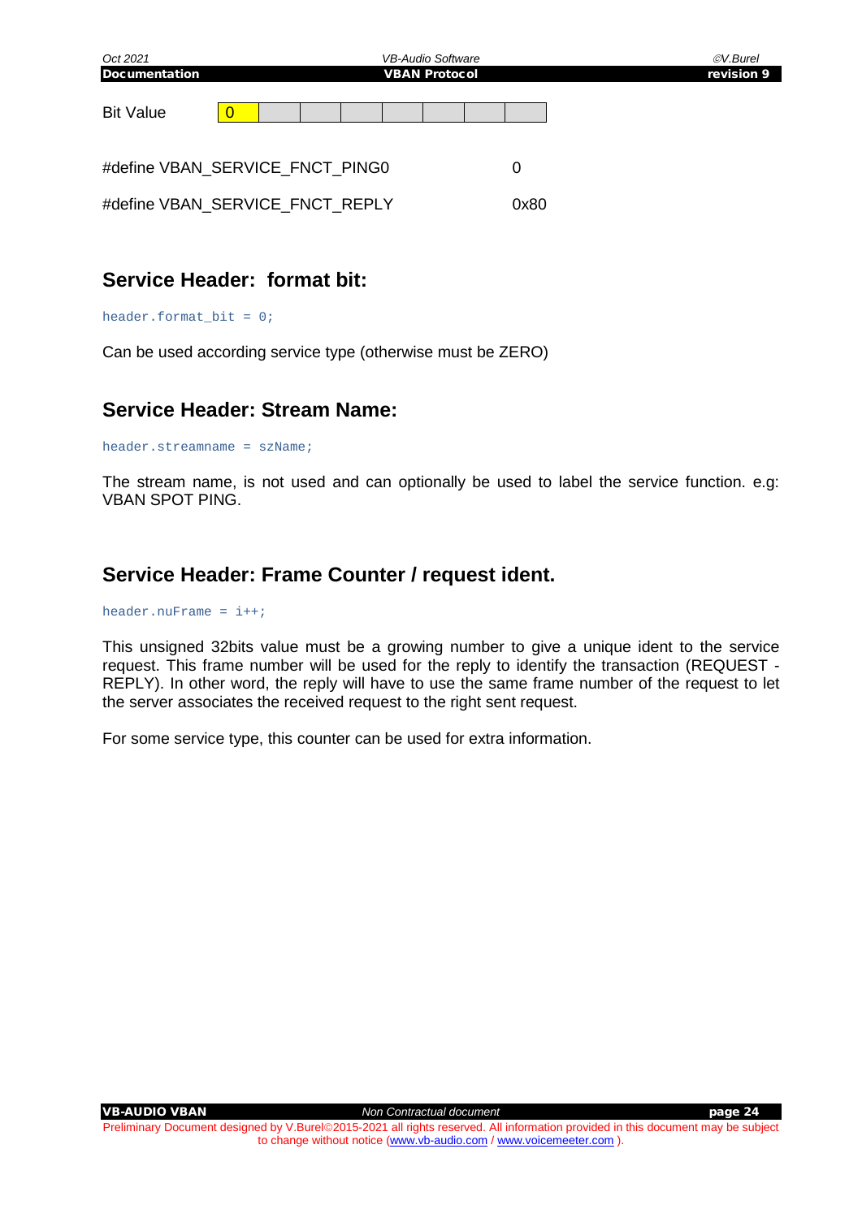| Bit Value | 0 | | | | | | | |
|---|---|---|---|---|---|---|---|---|

#define VBAN_SERVICE_FNCT_PING0 0

#define VBAN_SERVICE_FNCT_REPLY 0x80

## Service Header: format bit:

```
header.format_bit = 0;
```

Can be used according service type (otherwise must be ZERO)

## Service Header: Stream Name:

```
header.streamname = szName;
```

The stream name, is not used and can optionally be used to label the service function. e.g: VBAN SPOT PING.

## Service Header: Frame Counter / request ident.

```
header.nuFrame = i++;
```

This unsigned 32bits value must be a growing number to give a unique ident to the service request. This frame number will be used for the reply to identify the transaction (REQUEST - REPLY). In other word, the reply will have to use the same frame number of the request to let the server associates the received request to the right sent request.

For some service type, this counter can be used for extra information.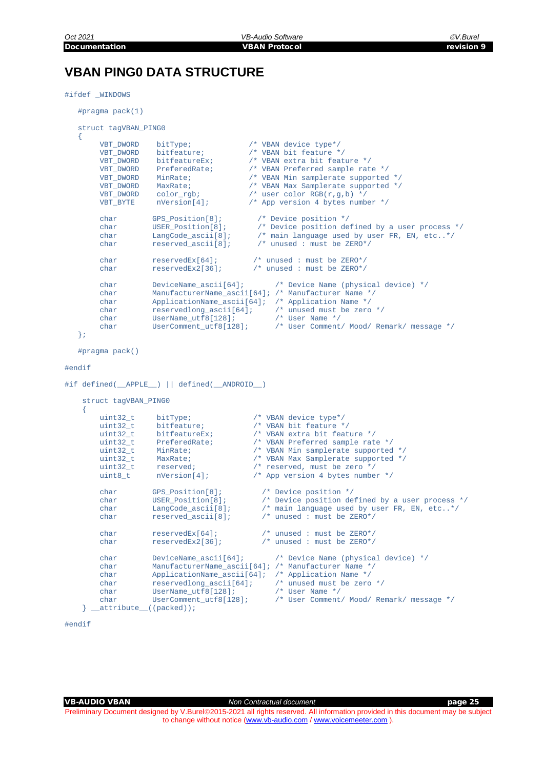# VBAN PING0 DATA STRUCTURE

```
#ifdef _WINDOWS

   #pragma pack(1)

   struct tagVBAN_PING0
   {
        VBT_DWORD    bitType;             /* VBAN device type*/
        VBT_DWORD    bitfeature;          /* VBAN bit feature */
        VBT_DWORD    bitfeatureEx;        /* VBAN extra bit feature */
        VBT_DWORD    PreferedRate;        /* VBAN Preferred sample rate */
        VBT_DWORD    MinRate;             /* VBAN Min samplerate supported */
        VBT_DWORD    MaxRate;             /* VBAN Max Samplerate supported */
        VBT_DWORD    color_rgb;           /* user color RGB(r,g,b) */
        VBT_BYTE     nVersion[4];         /* App version 4 bytes number */

        char        GPS_Position[8];        /* Device position */
        char        USER_Position[8];       /* Device position defined by a user process */
        char        LangCode_ascii[8];      /* main language used by user FR, EN, etc..*/
        char        reserved_ascii[8];      /* unused : must be ZERO*/

        char        reservedEx[64];        /* unused : must be ZERO*/
        char        reservedEx2[36];       /* unused : must be ZERO*/

        char        DeviceName_ascii[64];       /* Device Name (physical device) */
        char        ManufacturerName_ascii[64]; /* Manufacturer Name */
        char        ApplicationName_ascii[64];  /* Application Name */
        char        reservedlong_ascii[64];     /* unused must be zero */
        char        UserName_utf8[128];         /* User Name */
        char        UserComment_utf8[128];      /* User Comment/ Mood/ Remark/ message */
   };

   #pragma pack()

#endif

#if defined(__APPLE__) || defined(__ANDROID__)

    struct tagVBAN_PING0
    {
        uint32_t     bitType;              /* VBAN device type*/
        uint32_t     bitfeature;           /* VBAN bit feature */
        uint32_t     bitfeatureEx;         /* VBAN extra bit feature */
        uint32_t     PreferedRate;         /* VBAN Preferred sample rate */
        uint32_t     MinRate;              /* VBAN Min samplerate supported */
        uint32_t     MaxRate;              /* VBAN Max Samplerate supported */
        uint32_t     reserved;             /* reserved, must be zero */
        uint8_t      nVersion[4];          /* App version 4 bytes number */

        char        GPS_Position[8];         /* Device position */
        char        USER_Position[8];        /* Device position defined by a user process */
        char        LangCode_ascii[8];       /* main language used by user FR, EN, etc..*/
        char        reserved_ascii[8];       /* unused : must be ZERO*/

        char        reservedEx[64];          /* unused : must be ZERO*/
        char        reservedEx2[36];         /* unused : must be ZERO*/

        char        DeviceName_ascii[64];       /* Device Name (physical device) */
        char        ManufacturerName_ascii[64]; /* Manufacturer Name */
        char        ApplicationName_ascii[64];  /* Application Name */
        char        reservedlong_ascii[64];     /* unused must be zero */
        char        UserName_utf8[128];         /* User Name */
        char        UserComment_utf8[128];      /* User Comment/ Mood/ Remark/ message */
    } __attribute__((packed));

#endif
```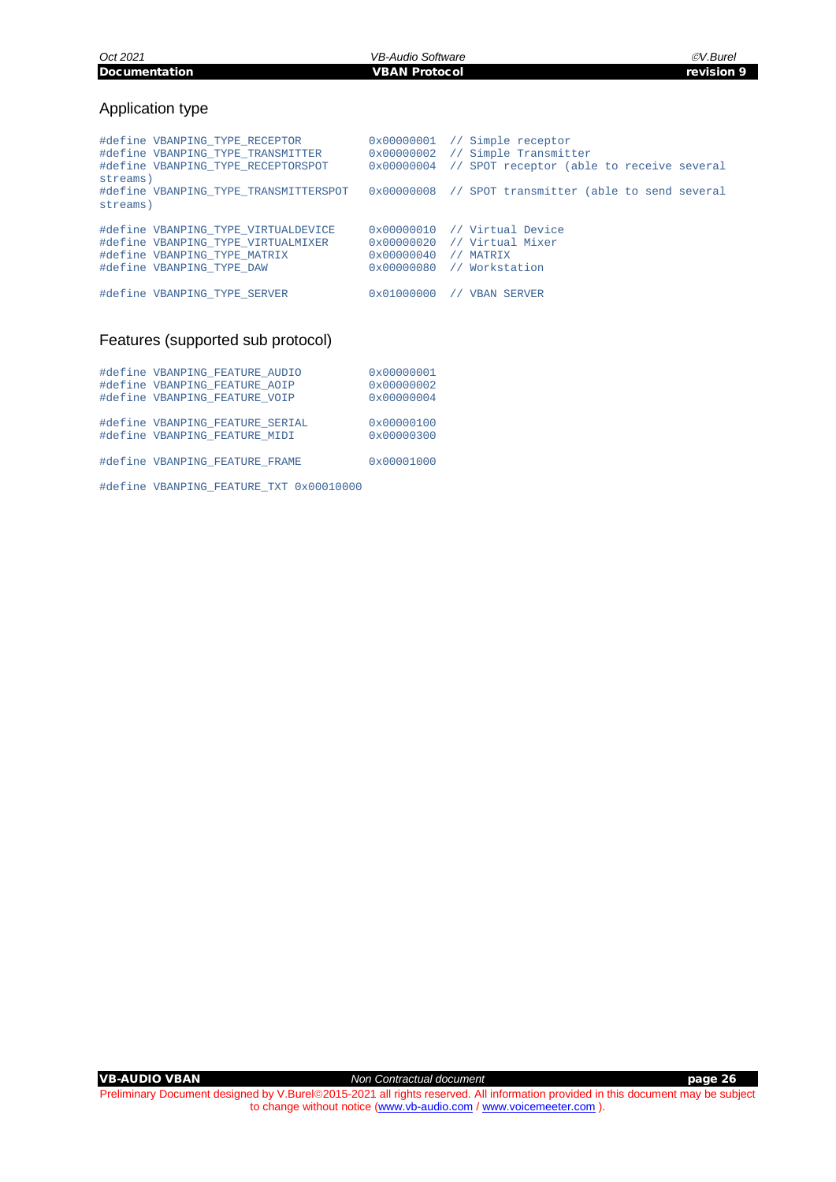## Application type

```
#define VBANPING_TYPE_RECEPTOR          0x00000001  // Simple receptor
#define VBANPING_TYPE_TRANSMITTER       0x00000002  // Simple Transmitter
#define VBANPING_TYPE_RECEPTORSPOT      0x00000004  // SPOT receptor (able to receive several streams)
#define VBANPING_TYPE_TRANSMITTERSPOT   0x00000008  // SPOT transmitter (able to send several streams)

#define VBANPING_TYPE_VIRTUALDEVICE     0x00000010  // Virtual Device
#define VBANPING_TYPE_VIRTUALMIXER      0x00000020  // Virtual Mixer
#define VBANPING_TYPE_MATRIX            0x00000040  // MATRIX
#define VBANPING_TYPE_DAW               0x00000080  // Workstation

#define VBANPING_TYPE_SERVER            0x01000000  // VBAN SERVER
```

## Features (supported sub protocol)

```
#define VBANPING_FEATURE_AUDIO          0x00000001
#define VBANPING_FEATURE_AOIP           0x00000002
#define VBANPING_FEATURE_VOIP           0x00000004

#define VBANPING_FEATURE_SERIAL         0x00000100
#define VBANPING_FEATURE_MIDI           0x00000300

#define VBANPING_FEATURE_FRAME          0x00001000

#define VBANPING_FEATURE_TXT 0x00010000
```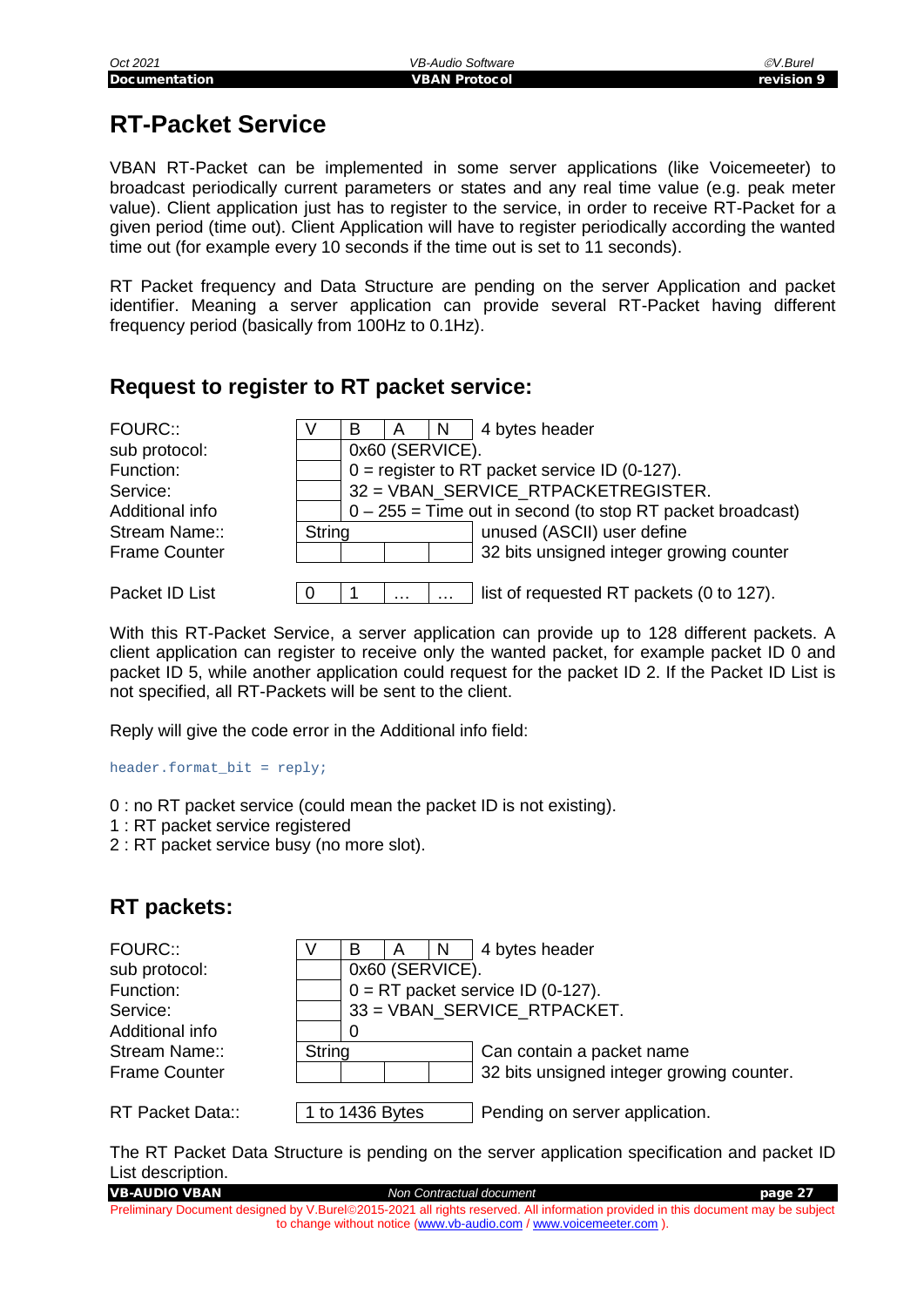# RT-Packet Service

VBAN RT-Packet can be implemented in some server applications (like Voicemeeter) to broadcast periodically current parameters or states and any real time value (e.g. peak meter value). Client application just has to register to the service, in order to receive RT-Packet for a given period (time out). Client Application will have to register periodically according the wanted time out (for example every 10 seconds if the time out is set to 11 seconds).

RT Packet frequency and Data Structure are pending on the server Application and packet identifier. Meaning a server application can provide several RT-Packet having different frequency period (basically from 100Hz to 0.1Hz).

## Request to register to RT packet service:

| Field | | | | | Description |
|---|---|---|---|---|---|
| FOURC:: | V | B | A | N | 4 bytes header |
| sub protocol: | | 0x60 (SERVICE). | | | |
| Function: | | 0 = register to RT packet service ID (0-127). | | | |
| Service: | | 32 = VBAN_SERVICE_RTPACKETREGISTER. | | | |
| Additional info | | 0 – 255 = Time out in second (to stop RT packet broadcast) | | | |
| Stream Name:: | String | | | | unused (ASCII) user define |
| Frame Counter | | | | | 32 bits unsigned integer growing counter |
| Packet ID List | 0 | 1 | … | … | list of requested RT packets (0 to 127). |

With this RT-Packet Service, a server application can provide up to 128 different packets. A client application can register to receive only the wanted packet, for example packet ID 0 and packet ID 5, while another application could request for the packet ID 2. If the Packet ID List is not specified, all RT-Packets will be sent to the client.

Reply will give the code error in the Additional info field:

```
header.format_bit = reply;
```

0 : no RT packet service (could mean the packet ID is not existing).
1 : RT packet service registered
2 : RT packet service busy (no more slot).

## RT packets:

| Field | | | | | Description |
|---|---|---|---|---|---|
| FOURC:: | V | B | A | N | 4 bytes header |
| sub protocol: | | 0x60 (SERVICE). | | | |
| Function: | | 0 = RT packet service ID (0-127). | | | |
| Service: | | 33 = VBAN_SERVICE_RTPACKET. | | | |
| Additional info | | 0 | | | |
| Stream Name:: | String | | | | Can contain a packet name |
| Frame Counter | | | | | 32 bits unsigned integer growing counter. |
| RT Packet Data:: | 1 to 1436 Bytes | | | | Pending on server application. |

The RT Packet Data Structure is pending on the server application specification and packet ID List description.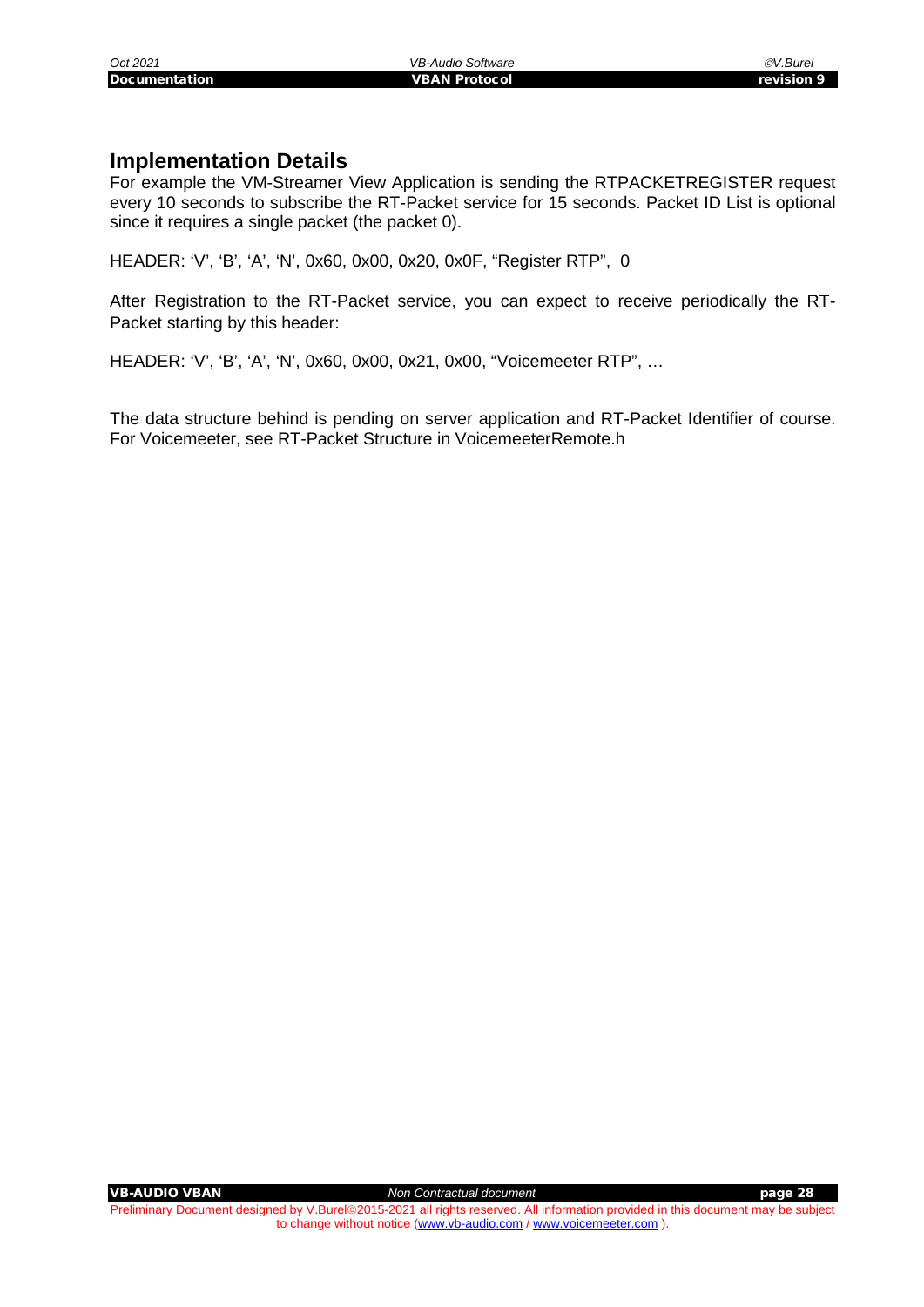## Implementation Details

For example the VM-Streamer View Application is sending the RTPACKETREGISTER request every 10 seconds to subscribe the RT-Packet service for 15 seconds. Packet ID List is optional since it requires a single packet (the packet 0).

HEADER: 'V', 'B', 'A', 'N', 0x60, 0x00, 0x20, 0x0F, "Register RTP", 0

After Registration to the RT-Packet service, you can expect to receive periodically the RT-Packet starting by this header:

HEADER: 'V', 'B', 'A', 'N', 0x60, 0x00, 0x21, 0x00, "Voicemeeter RTP", …

The data structure behind is pending on server application and RT-Packet Identifier of course. For Voicemeeter, see RT-Packet Structure in VoicemeeterRemote.h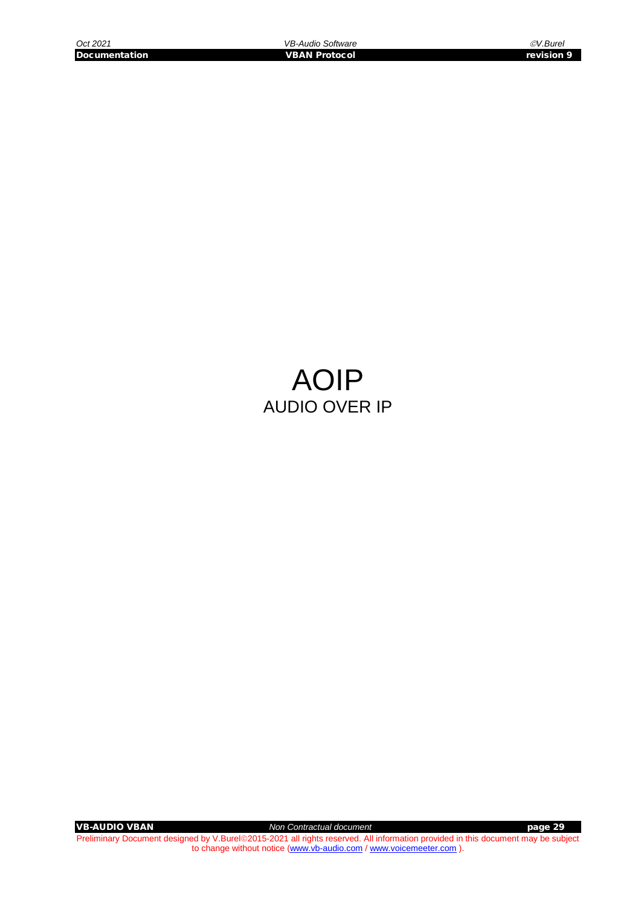# AOIP

## AUDIO OVER IP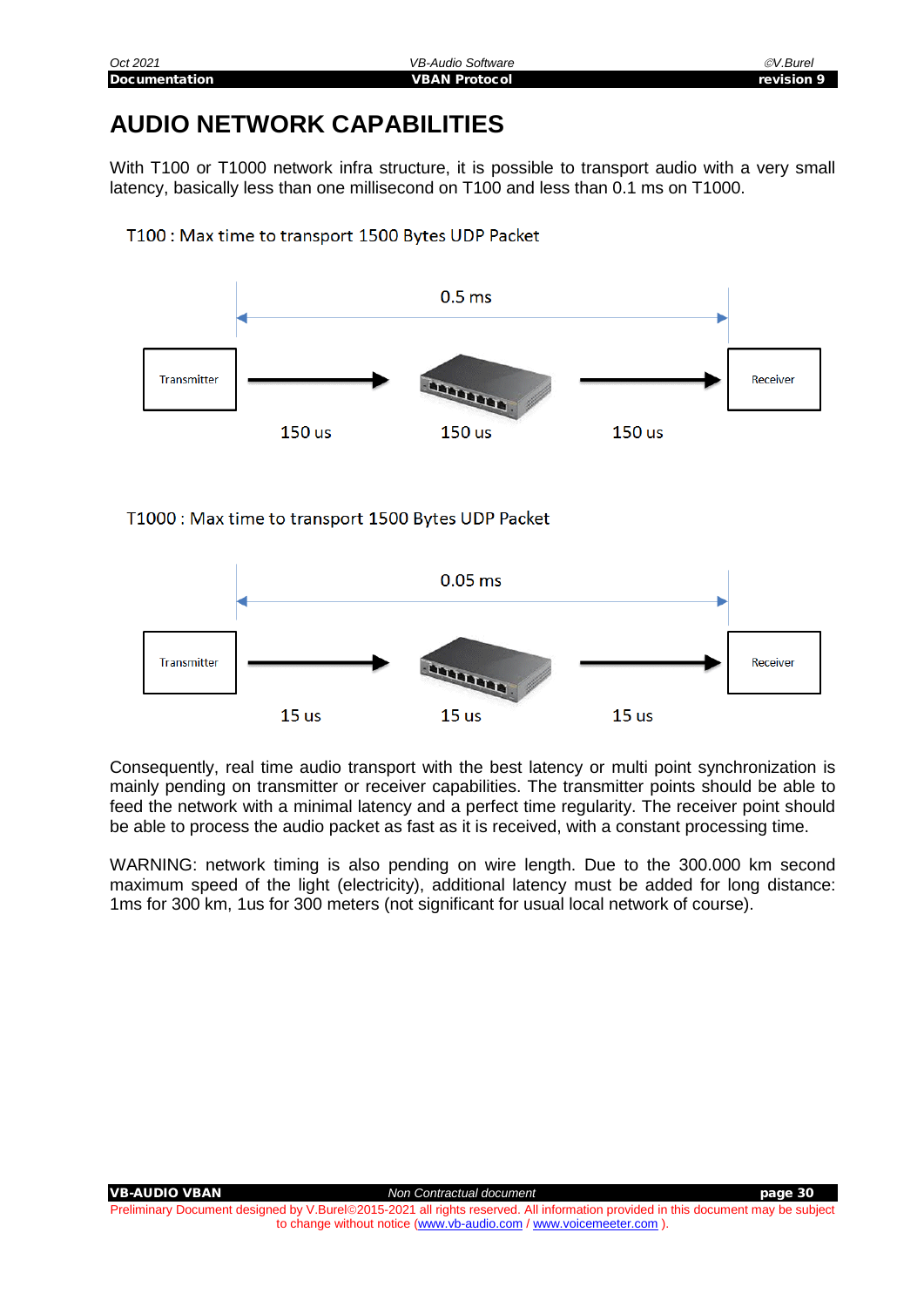# AUDIO NETWORK CAPABILITIES

With T100 or T1000 network infra structure, it is possible to transport audio with a very small latency, basically less than one millisecond on T100 and less than 0.1 ms on T1000.

T100 : Max time to transport 1500 Bytes UDP Packet

0.5 ms

Transmitter

Receiver

150 us

150 us

150 us

T1000 : Max time to transport 1500 Bytes UDP Packet

0.05 ms

Transmitter

Receiver

15 us

15 us

15 us

Consequently, real time audio transport with the best latency or multi point synchronization is mainly pending on transmitter or receiver capabilities. The transmitter points should be able to feed the network with a minimal latency and a perfect time regularity. The receiver point should be able to process the audio packet as fast as it is received, with a constant processing time.

WARNING: network timing is also pending on wire length. Due to the 300.000 km second maximum speed of the light (electricity), additional latency must be added for long distance: 1ms for 300 km, 1us for 300 meters (not significant for usual local network of course).